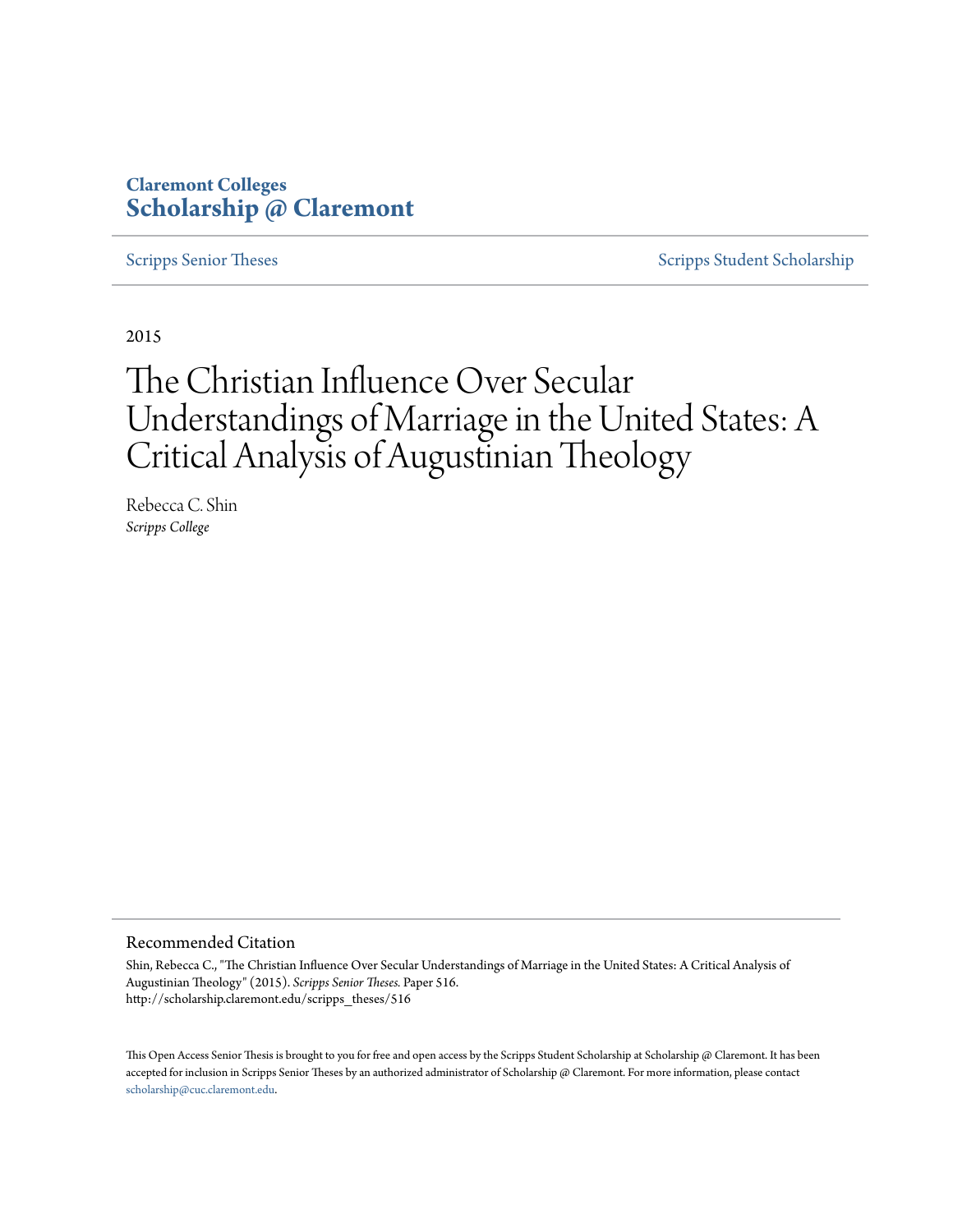Claremont Colleges
**Scholarship @ Claremont**

Scripps Senior Theses | Scripps Student Scholarship

2015

# The Christian Influence Over Secular Understandings of Marriage in the United States: A Critical Analysis of Augustinian Theology

Rebecca C. Shin
*Scripps College*

## Recommended Citation

Shin, Rebecca C., "The Christian Influence Over Secular Understandings of Marriage in the United States: A Critical Analysis of Augustinian Theology" (2015). *Scripps Senior Theses.* Paper 516.
http://scholarship.claremont.edu/scripps_theses/516

This Open Access Senior Thesis is brought to you for free and open access by the Scripps Student Scholarship at Scholarship @ Claremont. It has been accepted for inclusion in Scripps Senior Theses by an authorized administrator of Scholarship @ Claremont. For more information, please contact scholarship@cuc.claremont.edu.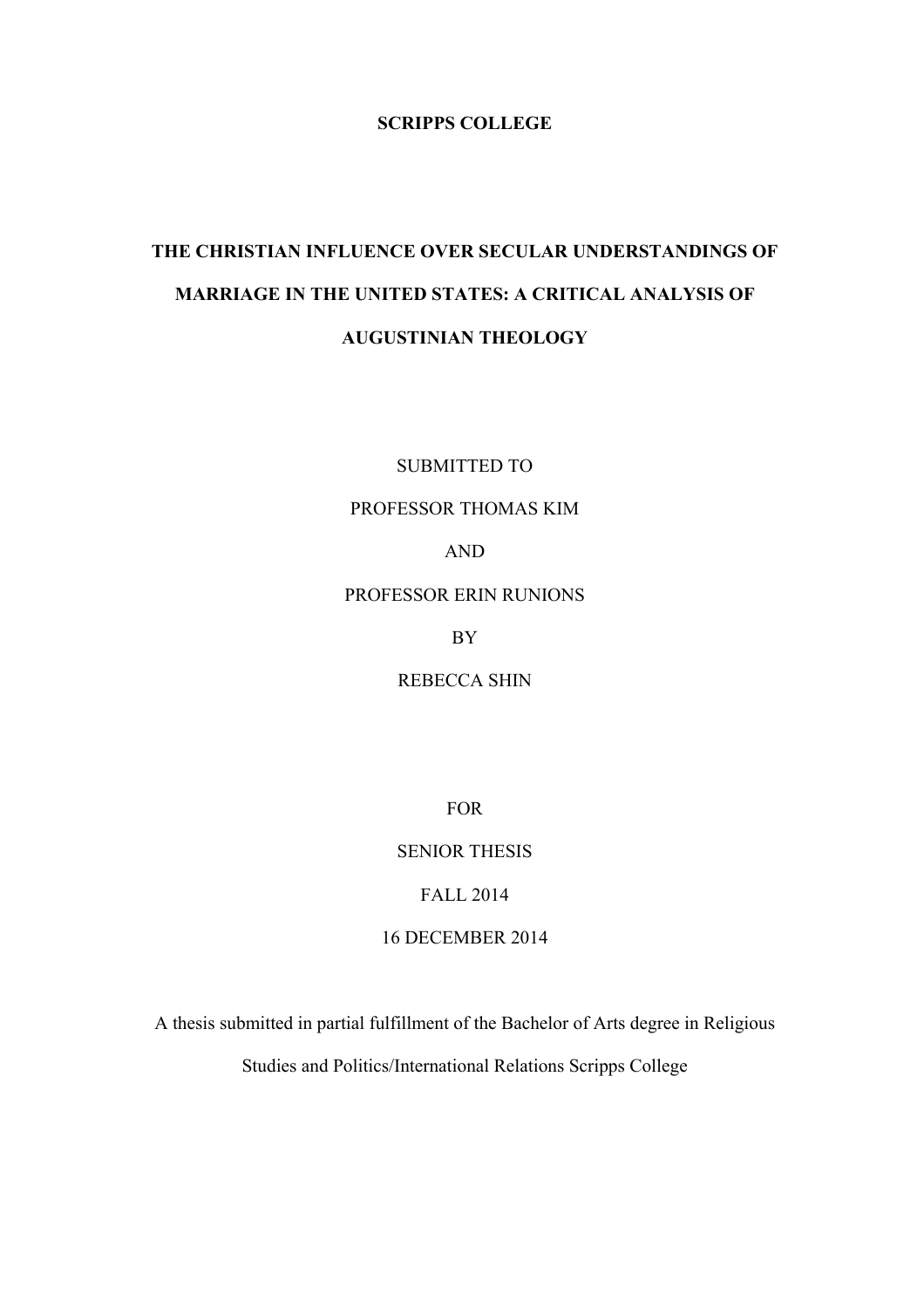**SCRIPPS COLLEGE**

# THE CHRISTIAN INFLUENCE OVER SECULAR UNDERSTANDINGS OF MARRIAGE IN THE UNITED STATES: A CRITICAL ANALYSIS OF AUGUSTINIAN THEOLOGY

SUBMITTED TO

PROFESSOR THOMAS KIM

AND

PROFESSOR ERIN RUNIONS

BY

REBECCA SHIN

FOR

SENIOR THESIS

FALL 2014

16 DECEMBER 2014

A thesis submitted in partial fulfillment of the Bachelor of Arts degree in Religious Studies and Politics/International Relations Scripps College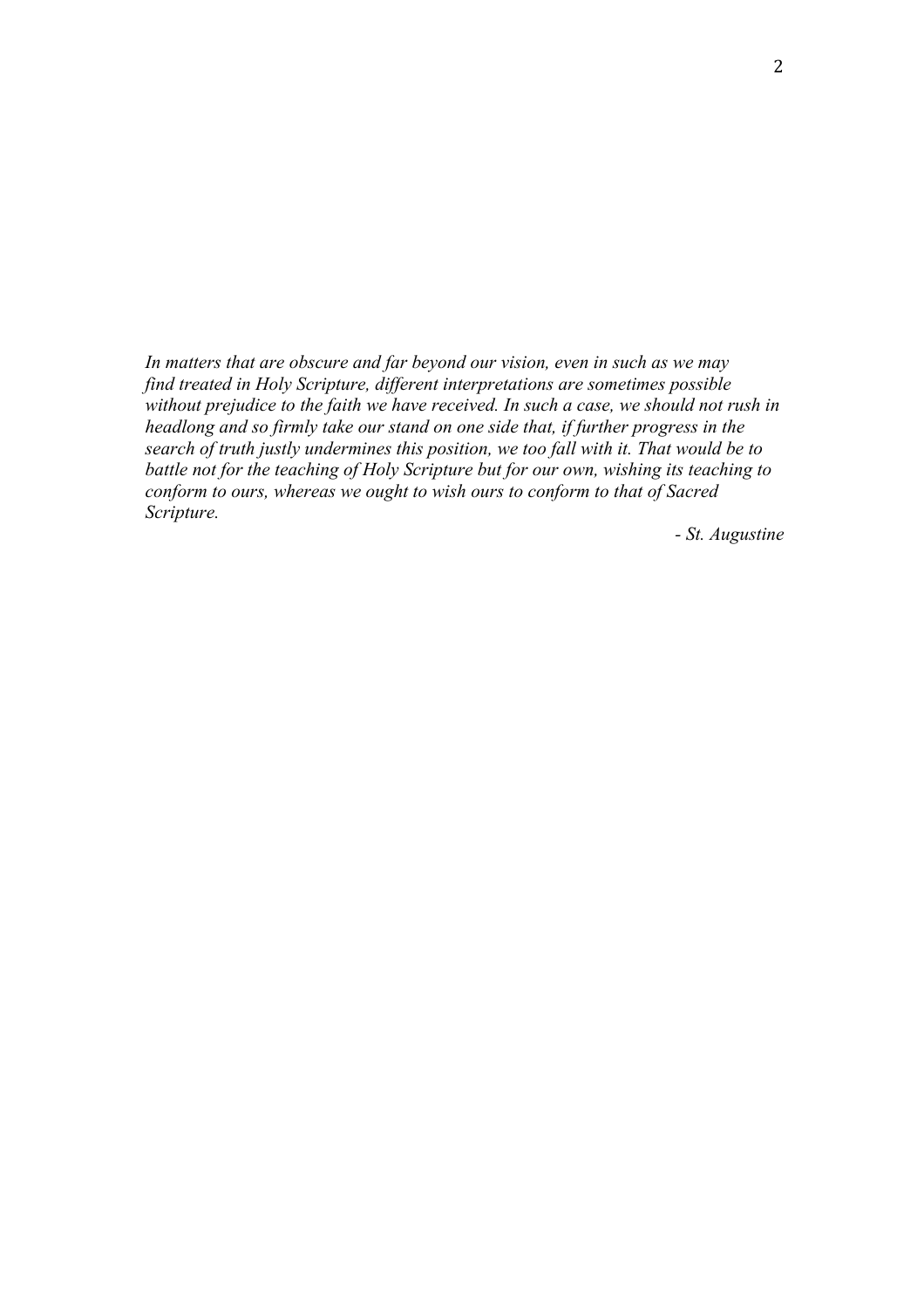*In matters that are obscure and far beyond our vision, even in such as we may find treated in Holy Scripture, different interpretations are sometimes possible without prejudice to the faith we have received. In such a case, we should not rush in headlong and so firmly take our stand on one side that, if further progress in the search of truth justly undermines this position, we too fall with it. That would be to battle not for the teaching of Holy Scripture but for our own, wishing its teaching to conform to ours, whereas we ought to wish ours to conform to that of Sacred Scripture.*

*- St. Augustine*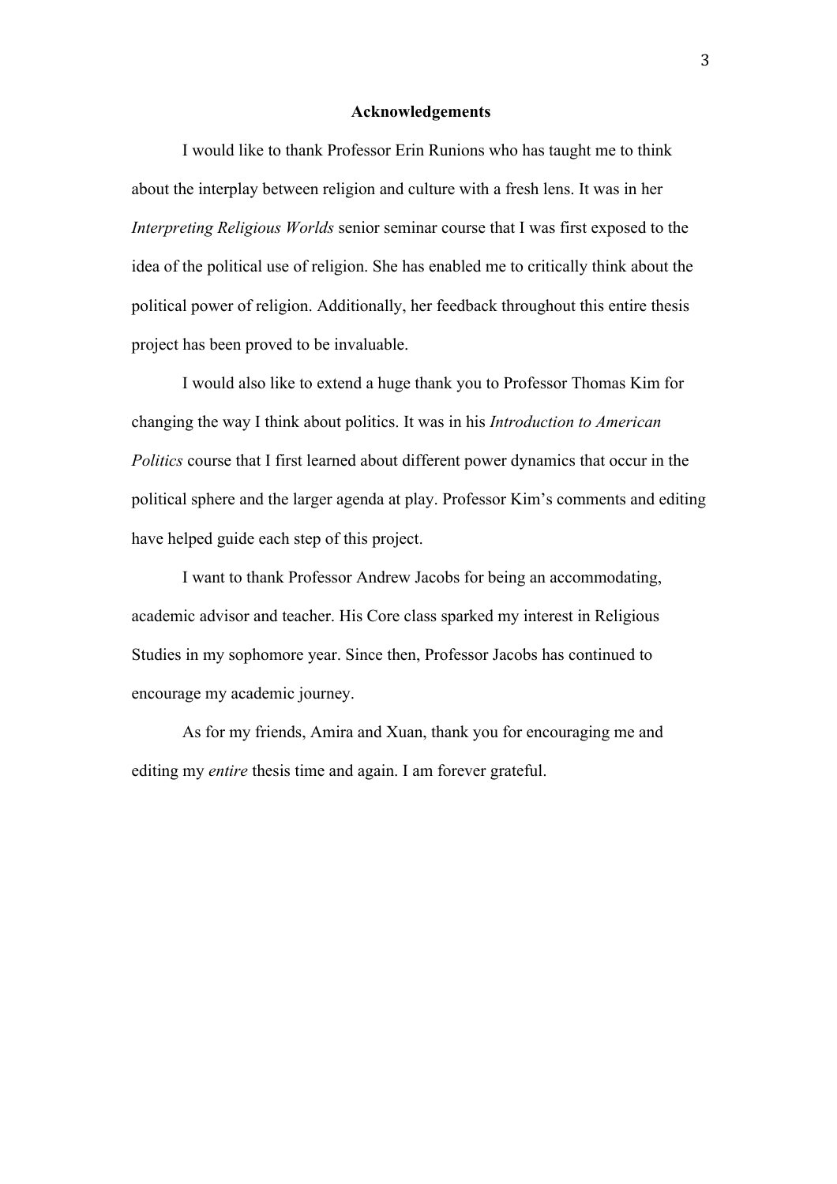# Acknowledgements

I would like to thank Professor Erin Runions who has taught me to think about the interplay between religion and culture with a fresh lens. It was in her *Interpreting Religious Worlds* senior seminar course that I was first exposed to the idea of the political use of religion. She has enabled me to critically think about the political power of religion. Additionally, her feedback throughout this entire thesis project has been proved to be invaluable.

I would also like to extend a huge thank you to Professor Thomas Kim for changing the way I think about politics. It was in his *Introduction to American Politics* course that I first learned about different power dynamics that occur in the political sphere and the larger agenda at play. Professor Kim's comments and editing have helped guide each step of this project.

I want to thank Professor Andrew Jacobs for being an accommodating, academic advisor and teacher. His Core class sparked my interest in Religious Studies in my sophomore year. Since then, Professor Jacobs has continued to encourage my academic journey.

As for my friends, Amira and Xuan, thank you for encouraging me and editing my *entire* thesis time and again. I am forever grateful.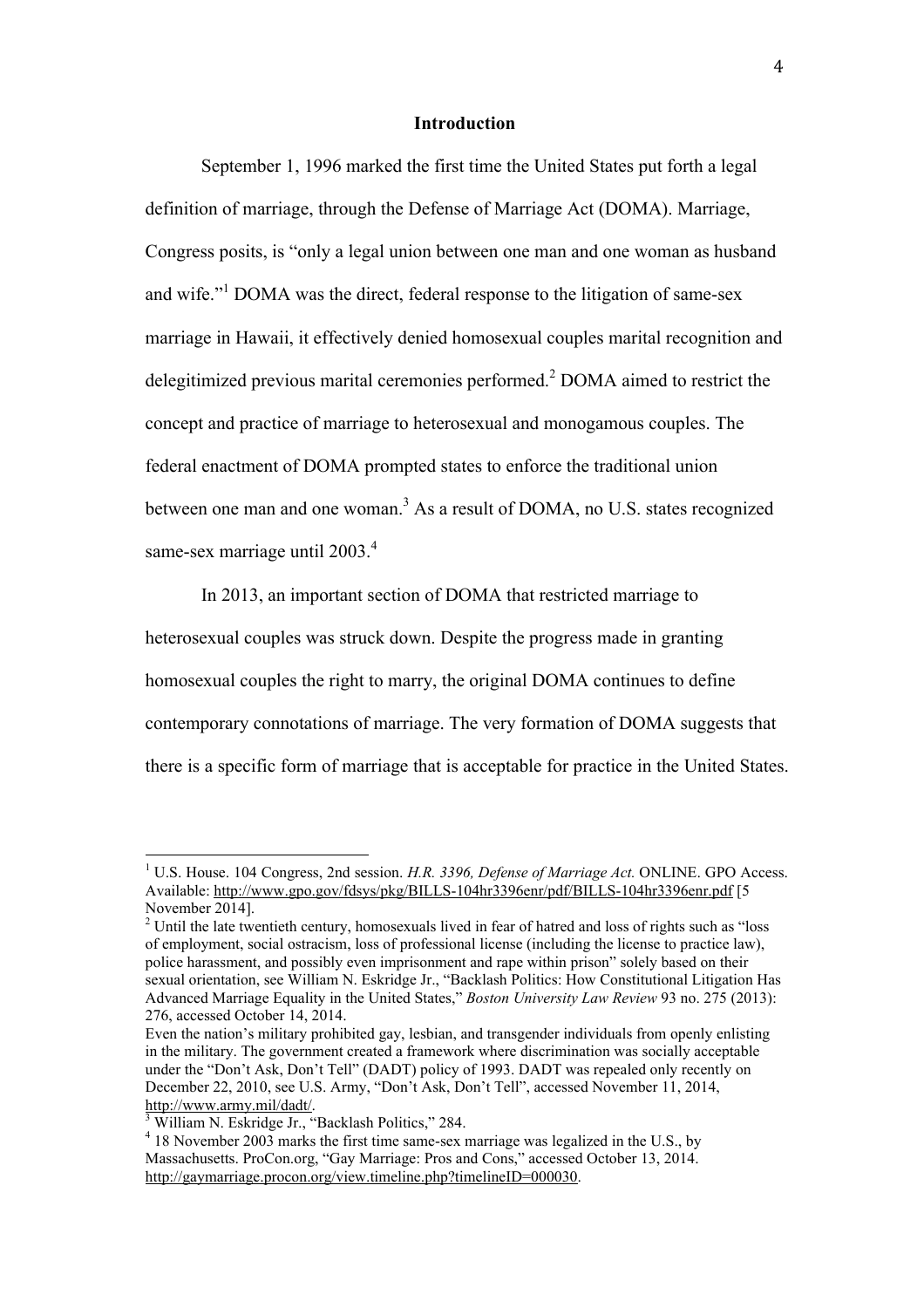## Introduction

September 1, 1996 marked the first time the United States put forth a legal definition of marriage, through the Defense of Marriage Act (DOMA). Marriage, Congress posits, is "only a legal union between one man and one woman as husband and wife."[1] DOMA was the direct, federal response to the litigation of same-sex marriage in Hawaii, it effectively denied homosexual couples marital recognition and delegitimized previous marital ceremonies performed.[2] DOMA aimed to restrict the concept and practice of marriage to heterosexual and monogamous couples. The federal enactment of DOMA prompted states to enforce the traditional union between one man and one woman.[3] As a result of DOMA, no U.S. states recognized same-sex marriage until 2003.[4]

In 2013, an important section of DOMA that restricted marriage to heterosexual couples was struck down. Despite the progress made in granting homosexual couples the right to marry, the original DOMA continues to define contemporary connotations of marriage. The very formation of DOMA suggests that there is a specific form of marriage that is acceptable for practice in the United States.

---

[1] U.S. House. 104 Congress, 2nd session. *H.R. 3396, Defense of Marriage Act.* ONLINE. GPO Access. Available: http://www.gpo.gov/fdsys/pkg/BILLS-104hr3396enr/pdf/BILLS-104hr3396enr.pdf [5 November 2014].

[2] Until the late twentieth century, homosexuals lived in fear of hatred and loss of rights such as "loss of employment, social ostracism, loss of professional license (including the license to practice law), police harassment, and possibly even imprisonment and rape within prison" solely based on their sexual orientation, see William N. Eskridge Jr., "Backlash Politics: How Constitutional Litigation Has Advanced Marriage Equality in the United States," *Boston University Law Review* 93 no. 275 (2013): 276, accessed October 14, 2014.
Even the nation's military prohibited gay, lesbian, and transgender individuals from openly enlisting in the military. The government created a framework where discrimination was socially acceptable under the "Don't Ask, Don't Tell" (DADT) policy of 1993. DADT was repealed only recently on December 22, 2010, see U.S. Army, "Don't Ask, Don't Tell", accessed November 11, 2014, http://www.army.mil/dadt/.

[3] William N. Eskridge Jr., "Backlash Politics," 284.

[4] 18 November 2003 marks the first time same-sex marriage was legalized in the U.S., by Massachusetts. ProCon.org, "Gay Marriage: Pros and Cons," accessed October 13, 2014. http://gaymarriage.procon.org/view.timeline.php?timelineID=000030.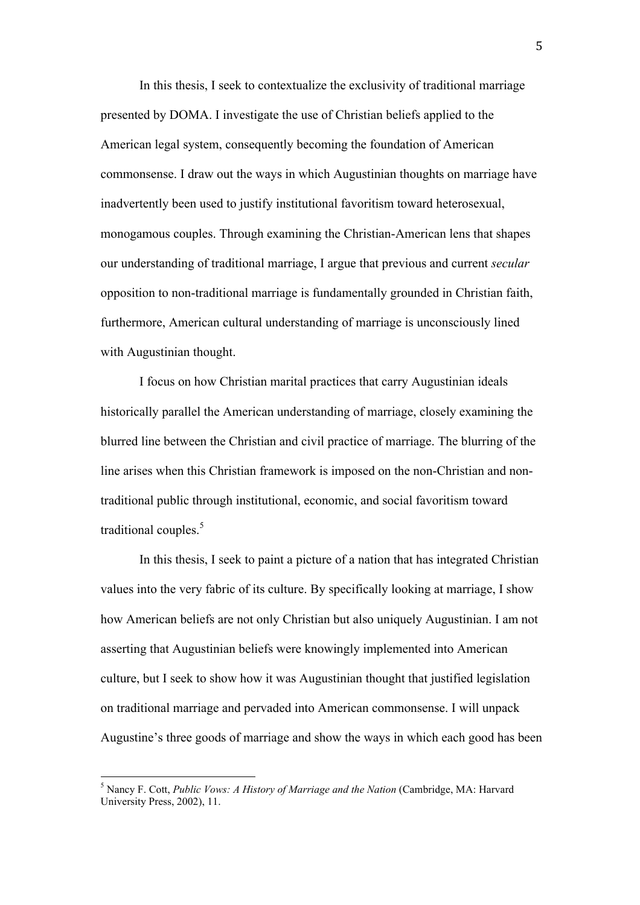In this thesis, I seek to contextualize the exclusivity of traditional marriage presented by DOMA. I investigate the use of Christian beliefs applied to the American legal system, consequently becoming the foundation of American commonsense. I draw out the ways in which Augustinian thoughts on marriage have inadvertently been used to justify institutional favoritism toward heterosexual, monogamous couples. Through examining the Christian-American lens that shapes our understanding of traditional marriage, I argue that previous and current *secular* opposition to non-traditional marriage is fundamentally grounded in Christian faith, furthermore, American cultural understanding of marriage is unconsciously lined with Augustinian thought.

I focus on how Christian marital practices that carry Augustinian ideals historically parallel the American understanding of marriage, closely examining the blurred line between the Christian and civil practice of marriage. The blurring of the line arises when this Christian framework is imposed on the non-Christian and non-traditional public through institutional, economic, and social favoritism toward traditional couples.[5]

In this thesis, I seek to paint a picture of a nation that has integrated Christian values into the very fabric of its culture. By specifically looking at marriage, I show how American beliefs are not only Christian but also uniquely Augustinian. I am not asserting that Augustinian beliefs were knowingly implemented into American culture, but I seek to show how it was Augustinian thought that justified legislation on traditional marriage and pervaded into American commonsense. I will unpack Augustine's three goods of marriage and show the ways in which each good has been

---

[5] Nancy F. Cott, *Public Vows: A History of Marriage and the Nation* (Cambridge, MA: Harvard University Press, 2002), 11.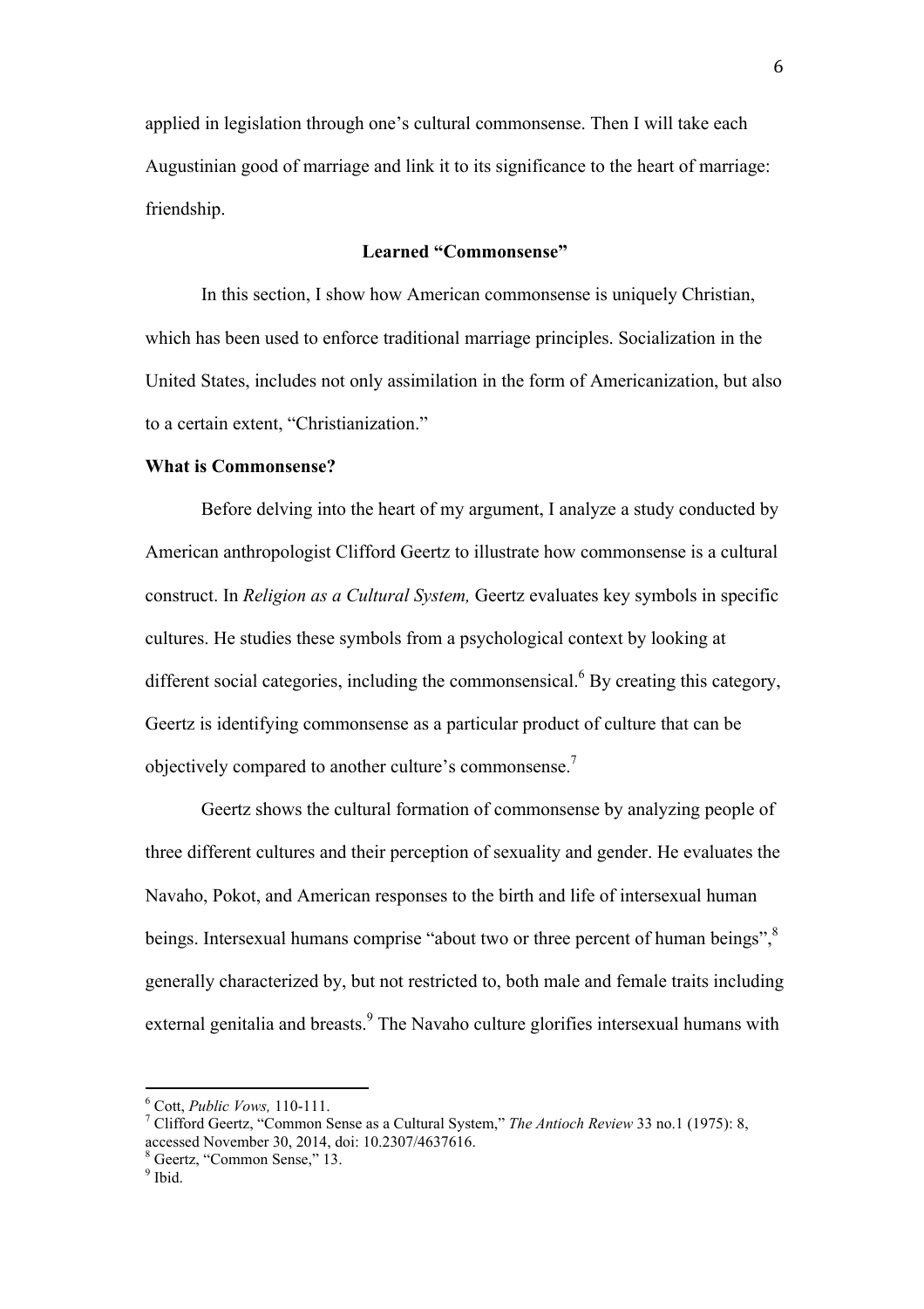applied in legislation through one's cultural commonsense. Then I will take each Augustinian good of marriage and link it to its significance to the heart of marriage: friendship.

## Learned "Commonsense"

In this section, I show how American commonsense is uniquely Christian, which has been used to enforce traditional marriage principles. Socialization in the United States, includes not only assimilation in the form of Americanization, but also to a certain extent, "Christianization."

### What is Commonsense?

Before delving into the heart of my argument, I analyze a study conducted by American anthropologist Clifford Geertz to illustrate how commonsense is a cultural construct. In *Religion as a Cultural System,* Geertz evaluates key symbols in specific cultures. He studies these symbols from a psychological context by looking at different social categories, including the commonsensical.[6] By creating this category, Geertz is identifying commonsense as a particular product of culture that can be objectively compared to another culture's commonsense.[7]

Geertz shows the cultural formation of commonsense by analyzing people of three different cultures and their perception of sexuality and gender. He evaluates the Navaho, Pokot, and American responses to the birth and life of intersexual human beings. Intersexual humans comprise "about two or three percent of human beings",[8] generally characterized by, but not restricted to, both male and female traits including external genitalia and breasts.[9] The Navaho culture glorifies intersexual humans with

---

[6] Cott, *Public Vows,* 110-111.

[7] Clifford Geertz, "Common Sense as a Cultural System," *The Antioch Review* 33 no.1 (1975): 8, accessed November 30, 2014, doi: 10.2307/4637616.

[8] Geertz, "Common Sense," 13.

[9] Ibid.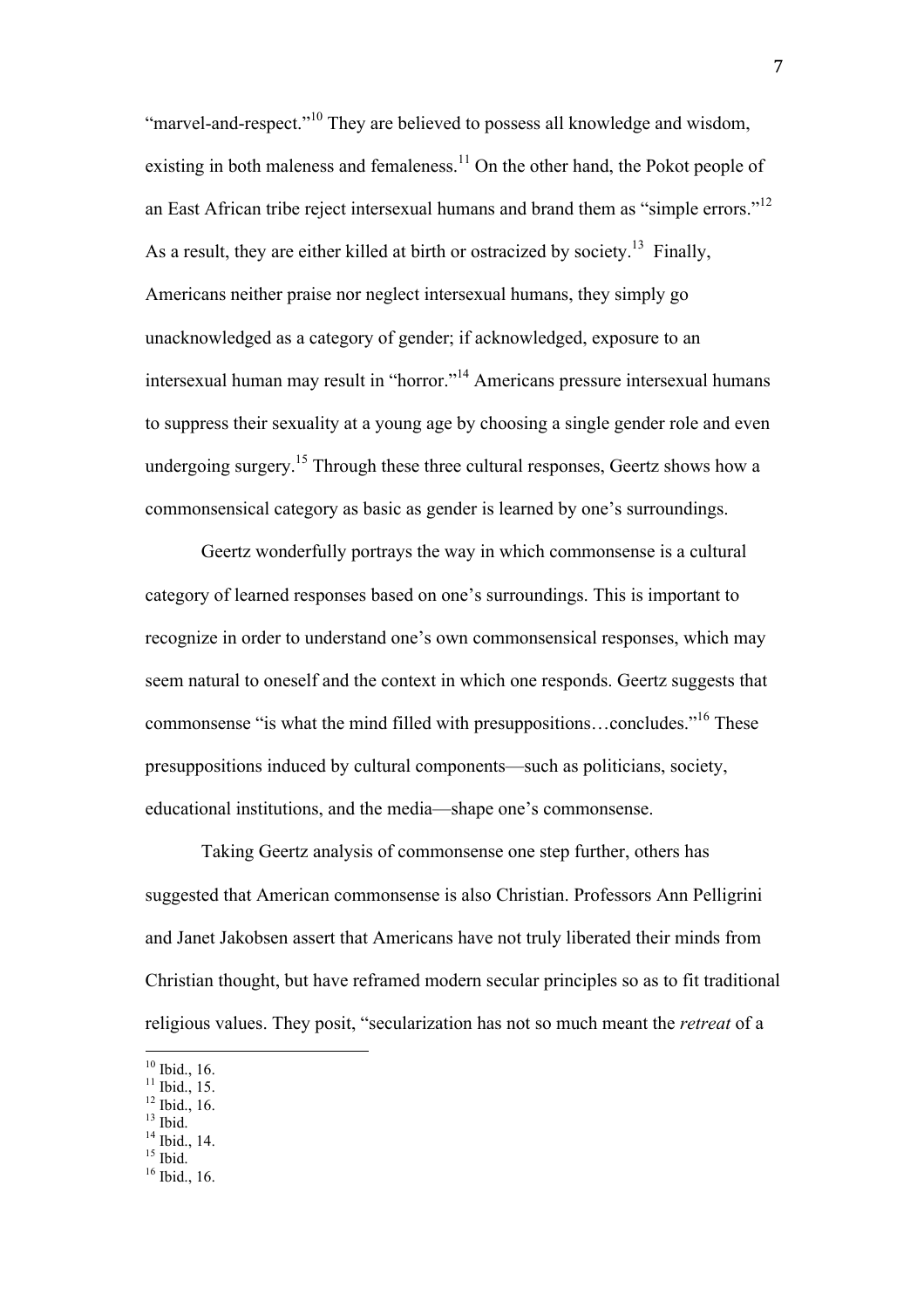"marvel-and-respect."[10] They are believed to possess all knowledge and wisdom, existing in both maleness and femaleness.[11] On the other hand, the Pokot people of an East African tribe reject intersexual humans and brand them as "simple errors."[12] As a result, they are either killed at birth or ostracized by society.[13] Finally, Americans neither praise nor neglect intersexual humans, they simply go unacknowledged as a category of gender; if acknowledged, exposure to an intersexual human may result in "horror."[14] Americans pressure intersexual humans to suppress their sexuality at a young age by choosing a single gender role and even undergoing surgery.[15] Through these three cultural responses, Geertz shows how a commonsensical category as basic as gender is learned by one's surroundings.

Geertz wonderfully portrays the way in which commonsense is a cultural category of learned responses based on one's surroundings. This is important to recognize in order to understand one's own commonsensical responses, which may seem natural to oneself and the context in which one responds. Geertz suggests that commonsense "is what the mind filled with presuppositions…concludes."[16] These presuppositions induced by cultural components—such as politicians, society, educational institutions, and the media—shape one's commonsense.

Taking Geertz analysis of commonsense one step further, others has suggested that American commonsense is also Christian. Professors Ann Pelligrini and Janet Jakobsen assert that Americans have not truly liberated their minds from Christian thought, but have reframed modern secular principles so as to fit traditional religious values. They posit, "secularization has not so much meant the *retreat* of a

---

[10] Ibid., 16.
[11] Ibid., 15.
[12] Ibid., 16.
[13] Ibid.
[14] Ibid., 14.
[15] Ibid.
[16] Ibid., 16.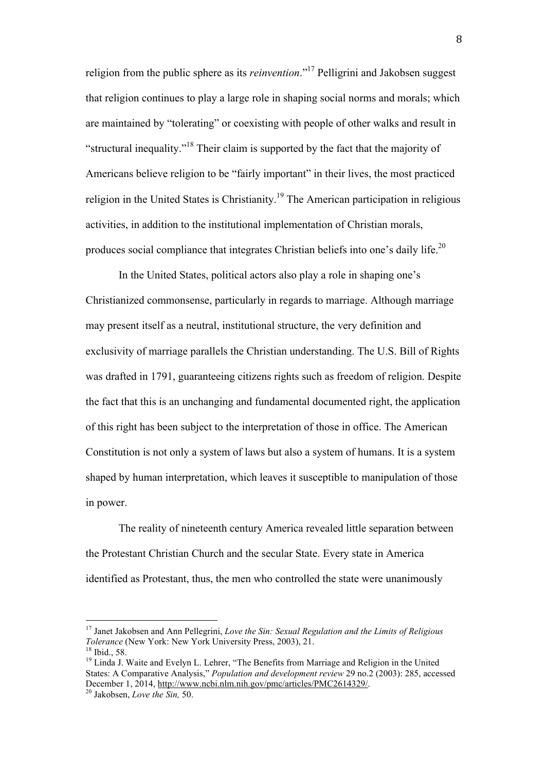religion from the public sphere as its *reinvention*."[17] Pelligrini and Jakobsen suggest that religion continues to play a large role in shaping social norms and morals; which are maintained by "tolerating" or coexisting with people of other walks and result in "structural inequality."[18] Their claim is supported by the fact that the majority of Americans believe religion to be "fairly important" in their lives, the most practiced religion in the United States is Christianity.[19] The American participation in religious activities, in addition to the institutional implementation of Christian morals, produces social compliance that integrates Christian beliefs into one's daily life.[20]

In the United States, political actors also play a role in shaping one's Christianized commonsense, particularly in regards to marriage. Although marriage may present itself as a neutral, institutional structure, the very definition and exclusivity of marriage parallels the Christian understanding. The U.S. Bill of Rights was drafted in 1791, guaranteeing citizens rights such as freedom of religion. Despite the fact that this is an unchanging and fundamental documented right, the application of this right has been subject to the interpretation of those in office. The American Constitution is not only a system of laws but also a system of humans. It is a system shaped by human interpretation, which leaves it susceptible to manipulation of those in power.

The reality of nineteenth century America revealed little separation between the Protestant Christian Church and the secular State. Every state in America identified as Protestant, thus, the men who controlled the state were unanimously

---

[17] Janet Jakobsen and Ann Pellegrini, *Love the Sin: Sexual Regulation and the Limits of Religious Tolerance* (New York: New York University Press, 2003), 21.

[18] Ibid., 58.

[19] Linda J. Waite and Evelyn L. Lehrer, "The Benefits from Marriage and Religion in the United States: A Comparative Analysis," *Population and development review* 29 no.2 (2003): 285, accessed December 1, 2014, http://www.ncbi.nlm.nih.gov/pmc/articles/PMC2614329/.

[20] Jakobsen, *Love the Sin,* 50.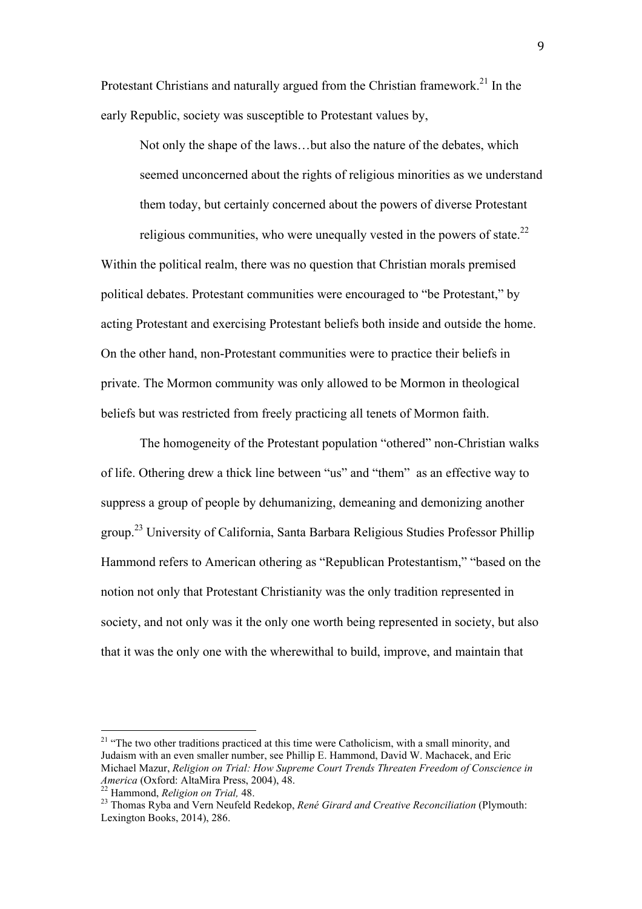Protestant Christians and naturally argued from the Christian framework.[21] In the early Republic, society was susceptible to Protestant values by,

> Not only the shape of the laws…but also the nature of the debates, which seemed unconcerned about the rights of religious minorities as we understand them today, but certainly concerned about the powers of diverse Protestant religious communities, who were unequally vested in the powers of state.[22]

Within the political realm, there was no question that Christian morals premised political debates. Protestant communities were encouraged to "be Protestant," by acting Protestant and exercising Protestant beliefs both inside and outside the home. On the other hand, non-Protestant communities were to practice their beliefs in private. The Mormon community was only allowed to be Mormon in theological beliefs but was restricted from freely practicing all tenets of Mormon faith.

The homogeneity of the Protestant population "othered" non-Christian walks of life. Othering drew a thick line between "us" and "them" as an effective way to suppress a group of people by dehumanizing, demeaning and demonizing another group.[23] University of California, Santa Barbara Religious Studies Professor Phillip Hammond refers to American othering as "Republican Protestantism," "based on the notion not only that Protestant Christianity was the only tradition represented in society, and not only was it the only one worth being represented in society, but also that it was the only one with the wherewithal to build, improve, and maintain that

---

[21] "The two other traditions practiced at this time were Catholicism, with a small minority, and Judaism with an even smaller number, see Phillip E. Hammond, David W. Machacek, and Eric Michael Mazur, *Religion on Trial: How Supreme Court Trends Threaten Freedom of Conscience in America* (Oxford: AltaMira Press, 2004), 48.

[22] Hammond, *Religion on Trial,* 48.

[23] Thomas Ryba and Vern Neufeld Redekop, *René Girard and Creative Reconciliation* (Plymouth: Lexington Books, 2014), 286.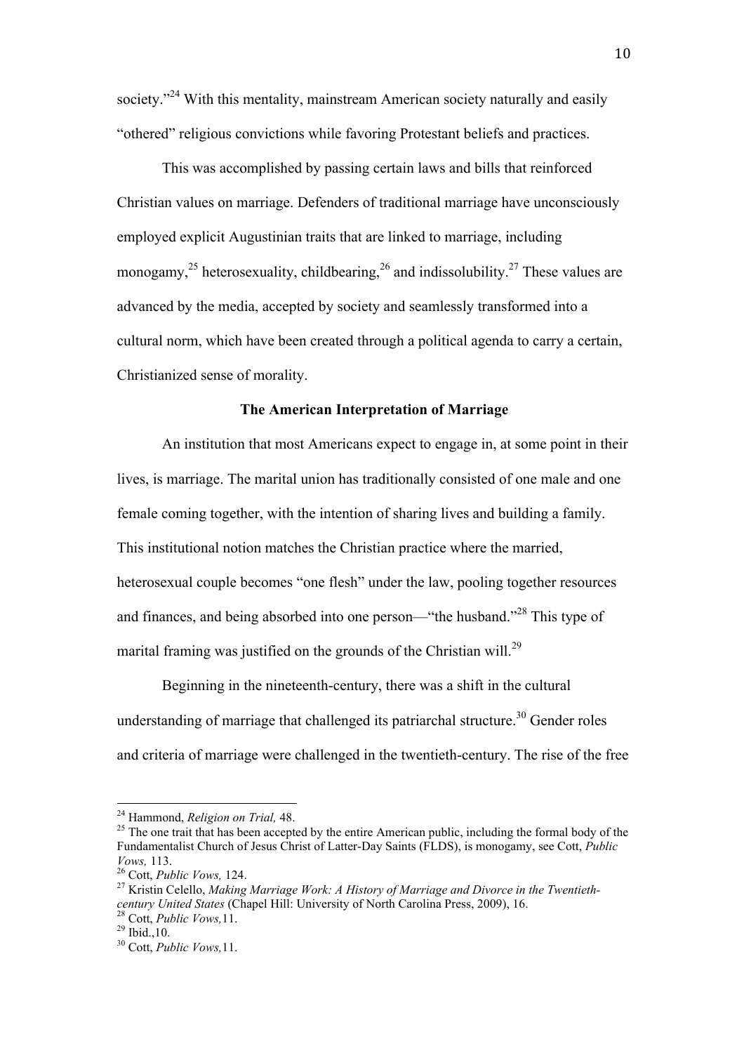society."[24] With this mentality, mainstream American society naturally and easily "othered" religious convictions while favoring Protestant beliefs and practices.

This was accomplished by passing certain laws and bills that reinforced Christian values on marriage. Defenders of traditional marriage have unconsciously employed explicit Augustinian traits that are linked to marriage, including monogamy,[25] heterosexuality, childbearing,[26] and indissolubility.[27] These values are advanced by the media, accepted by society and seamlessly transformed into a cultural norm, which have been created through a political agenda to carry a certain, Christianized sense of morality.

### The American Interpretation of Marriage

An institution that most Americans expect to engage in, at some point in their lives, is marriage. The marital union has traditionally consisted of one male and one female coming together, with the intention of sharing lives and building a family. This institutional notion matches the Christian practice where the married, heterosexual couple becomes "one flesh" under the law, pooling together resources and finances, and being absorbed into one person—"the husband."[28] This type of marital framing was justified on the grounds of the Christian will.[29]

Beginning in the nineteenth-century, there was a shift in the cultural understanding of marriage that challenged its patriarchal structure.[30] Gender roles and criteria of marriage were challenged in the twentieth-century. The rise of the free

---

[24] Hammond, *Religion on Trial,* 48.

[25] The one trait that has been accepted by the entire American public, including the formal body of the Fundamentalist Church of Jesus Christ of Latter-Day Saints (FLDS), is monogamy, see Cott, *Public Vows,* 113.

[26] Cott, *Public Vows,* 124.

[27] Kristin Celello, *Making Marriage Work: A History of Marriage and Divorce in the Twentieth-century United States* (Chapel Hill: University of North Carolina Press, 2009), 16.

[28] Cott, *Public Vows,*11.

[29] Ibid.,10.

[30] Cott, *Public Vows,*11.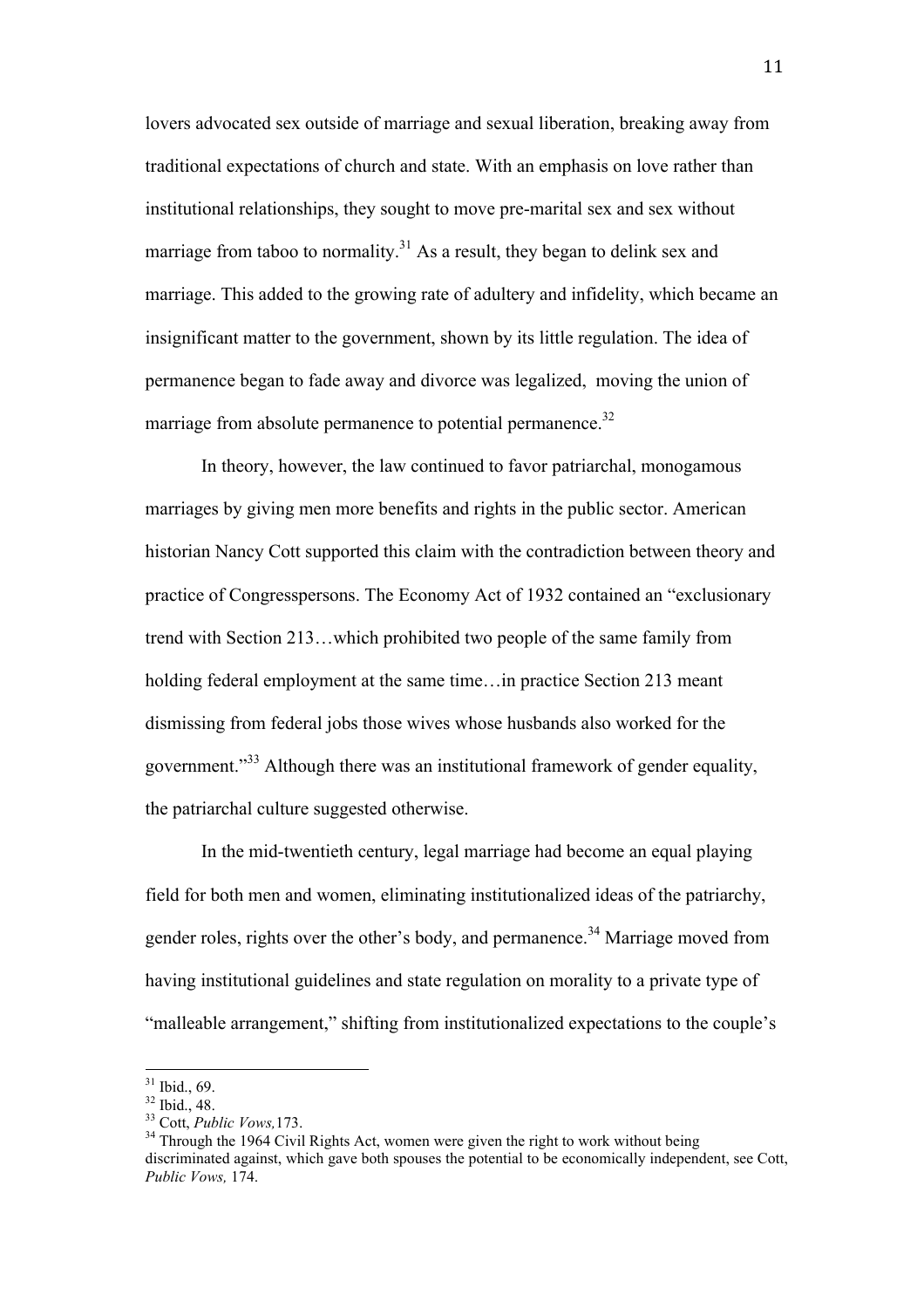lovers advocated sex outside of marriage and sexual liberation, breaking away from traditional expectations of church and state. With an emphasis on love rather than institutional relationships, they sought to move pre-marital sex and sex without marriage from taboo to normality.[31] As a result, they began to delink sex and marriage. This added to the growing rate of adultery and infidelity, which became an insignificant matter to the government, shown by its little regulation. The idea of permanence began to fade away and divorce was legalized, moving the union of marriage from absolute permanence to potential permanence.[32]

In theory, however, the law continued to favor patriarchal, monogamous marriages by giving men more benefits and rights in the public sector. American historian Nancy Cott supported this claim with the contradiction between theory and practice of Congresspersons. The Economy Act of 1932 contained an "exclusionary trend with Section 213…which prohibited two people of the same family from holding federal employment at the same time…in practice Section 213 meant dismissing from federal jobs those wives whose husbands also worked for the government."[33] Although there was an institutional framework of gender equality, the patriarchal culture suggested otherwise.

In the mid-twentieth century, legal marriage had become an equal playing field for both men and women, eliminating institutionalized ideas of the patriarchy, gender roles, rights over the other's body, and permanence.[34] Marriage moved from having institutional guidelines and state regulation on morality to a private type of "malleable arrangement," shifting from institutionalized expectations to the couple's

---

[31] Ibid., 69.

[32] Ibid., 48.

[33] Cott, *Public Vows,*173.

[34] Through the 1964 Civil Rights Act, women were given the right to work without being discriminated against, which gave both spouses the potential to be economically independent, see Cott, *Public Vows,* 174.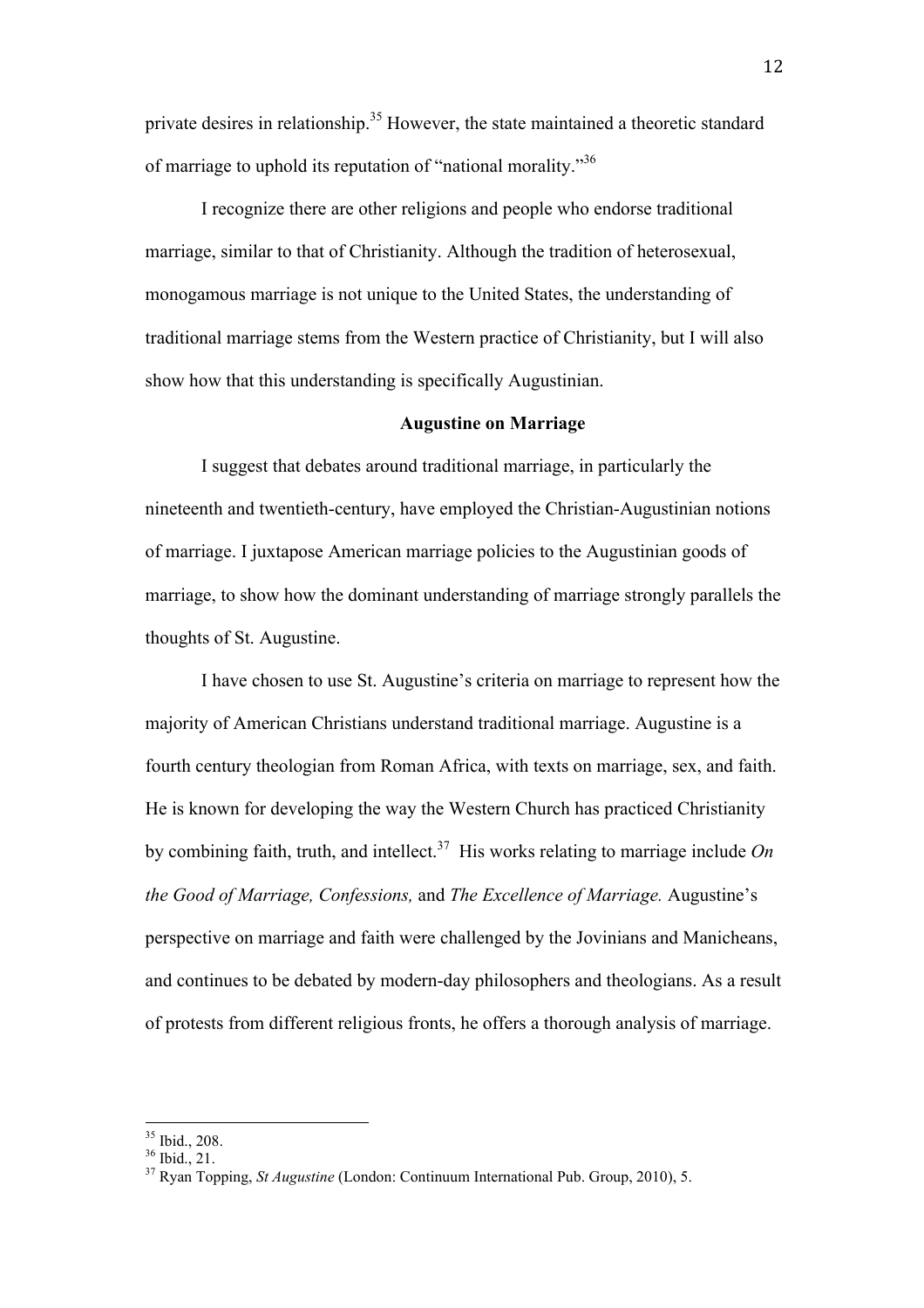private desires in relationship.[35] However, the state maintained a theoretic standard of marriage to uphold its reputation of "national morality."[36]

I recognize there are other religions and people who endorse traditional marriage, similar to that of Christianity. Although the tradition of heterosexual, monogamous marriage is not unique to the United States, the understanding of traditional marriage stems from the Western practice of Christianity, but I will also show how that this understanding is specifically Augustinian.

## Augustine on Marriage

I suggest that debates around traditional marriage, in particularly the nineteenth and twentieth-century, have employed the Christian-Augustinian notions of marriage. I juxtapose American marriage policies to the Augustinian goods of marriage, to show how the dominant understanding of marriage strongly parallels the thoughts of St. Augustine.

I have chosen to use St. Augustine's criteria on marriage to represent how the majority of American Christians understand traditional marriage. Augustine is a fourth century theologian from Roman Africa, with texts on marriage, sex, and faith. He is known for developing the way the Western Church has practiced Christianity by combining faith, truth, and intellect.[37] His works relating to marriage include *On the Good of Marriage, Confessions,* and *The Excellence of Marriage.* Augustine's perspective on marriage and faith were challenged by the Jovinians and Manicheans, and continues to be debated by modern-day philosophers and theologians. As a result of protests from different religious fronts, he offers a thorough analysis of marriage.

---

[35] Ibid., 208.
[36] Ibid., 21.
[37] Ryan Topping, *St Augustine* (London: Continuum International Pub. Group, 2010), 5.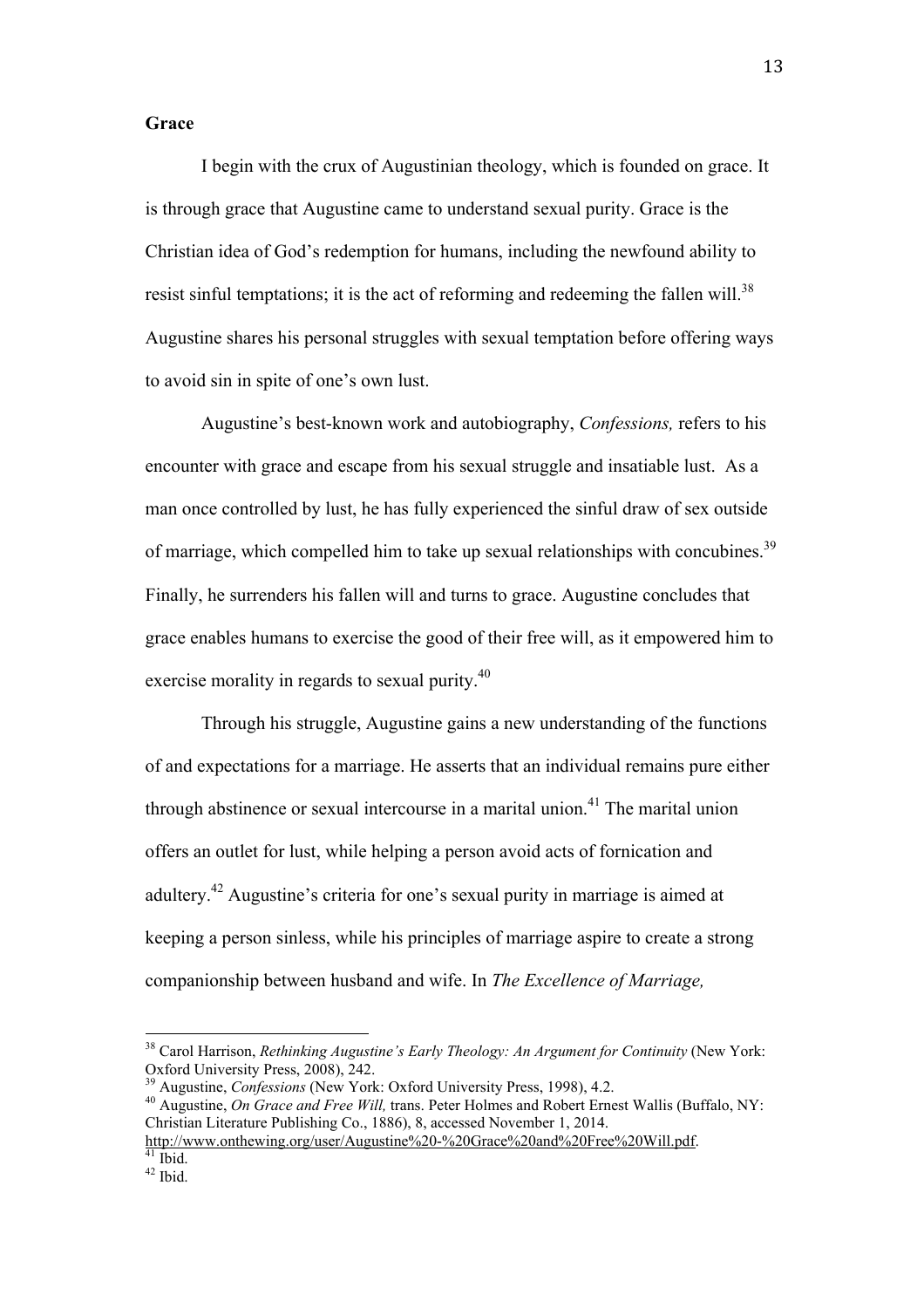**Grace**

I begin with the crux of Augustinian theology, which is founded on grace. It is through grace that Augustine came to understand sexual purity. Grace is the Christian idea of God's redemption for humans, including the newfound ability to resist sinful temptations; it is the act of reforming and redeeming the fallen will.[38] Augustine shares his personal struggles with sexual temptation before offering ways to avoid sin in spite of one's own lust.

Augustine's best-known work and autobiography, *Confessions,* refers to his encounter with grace and escape from his sexual struggle and insatiable lust. As a man once controlled by lust, he has fully experienced the sinful draw of sex outside of marriage, which compelled him to take up sexual relationships with concubines.[39] Finally, he surrenders his fallen will and turns to grace. Augustine concludes that grace enables humans to exercise the good of their free will, as it empowered him to exercise morality in regards to sexual purity.[40]

Through his struggle, Augustine gains a new understanding of the functions of and expectations for a marriage. He asserts that an individual remains pure either through abstinence or sexual intercourse in a marital union.[41] The marital union offers an outlet for lust, while helping a person avoid acts of fornication and adultery.[42] Augustine's criteria for one's sexual purity in marriage is aimed at keeping a person sinless, while his principles of marriage aspire to create a strong companionship between husband and wife. In *The Excellence of Marriage,*

---

[38] Carol Harrison, *Rethinking Augustine's Early Theology: An Argument for Continuity* (New York: Oxford University Press, 2008), 242.

[39] Augustine, *Confessions* (New York: Oxford University Press, 1998), 4.2.

[40] Augustine, *On Grace and Free Will,* trans. Peter Holmes and Robert Ernest Wallis (Buffalo, NY: Christian Literature Publishing Co., 1886), 8, accessed November 1, 2014. http://www.onthewing.org/user/Augustine%20-%20Grace%20and%20Free%20Will.pdf.

[41] Ibid.

[42] Ibid.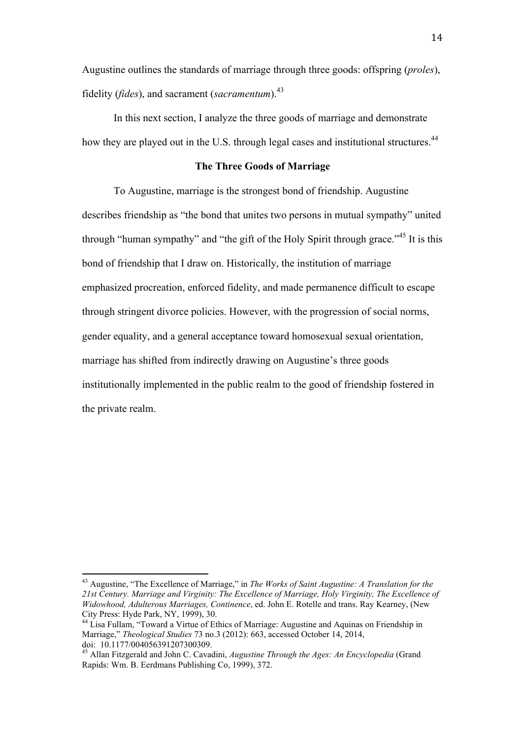Augustine outlines the standards of marriage through three goods: offspring (*proles*), fidelity (*fides*), and sacrament (*sacramentum*).[43]

In this next section, I analyze the three goods of marriage and demonstrate how they are played out in the U.S. through legal cases and institutional structures.[44]

### The Three Goods of Marriage

To Augustine, marriage is the strongest bond of friendship. Augustine describes friendship as "the bond that unites two persons in mutual sympathy" united through "human sympathy" and "the gift of the Holy Spirit through grace."[45] It is this bond of friendship that I draw on. Historically, the institution of marriage emphasized procreation, enforced fidelity, and made permanence difficult to escape through stringent divorce policies. However, with the progression of social norms, gender equality, and a general acceptance toward homosexual sexual orientation, marriage has shifted from indirectly drawing on Augustine's three goods institutionally implemented in the public realm to the good of friendship fostered in the private realm.

---

[43] Augustine, "The Excellence of Marriage," in *The Works of Saint Augustine: A Translation for the 21st Century. Marriage and Virginity: The Excellence of Marriage, Holy Virginity, The Excellence of Widowhood, Adulterous Marriages, Continence*, ed. John E. Rotelle and trans. Ray Kearney, (New City Press: Hyde Park, NY, 1999), 30.

[44] Lisa Fullam, "Toward a Virtue of Ethics of Marriage: Augustine and Aquinas on Friendship in Marriage," *Theological Studies* 73 no.3 (2012): 663, accessed October 14, 2014, doi: 10.1177/004056391207300309.

[45] Allan Fitzgerald and John C. Cavadini, *Augustine Through the Ages: An Encyclopedia* (Grand Rapids: Wm. B. Eerdmans Publishing Co, 1999), 372.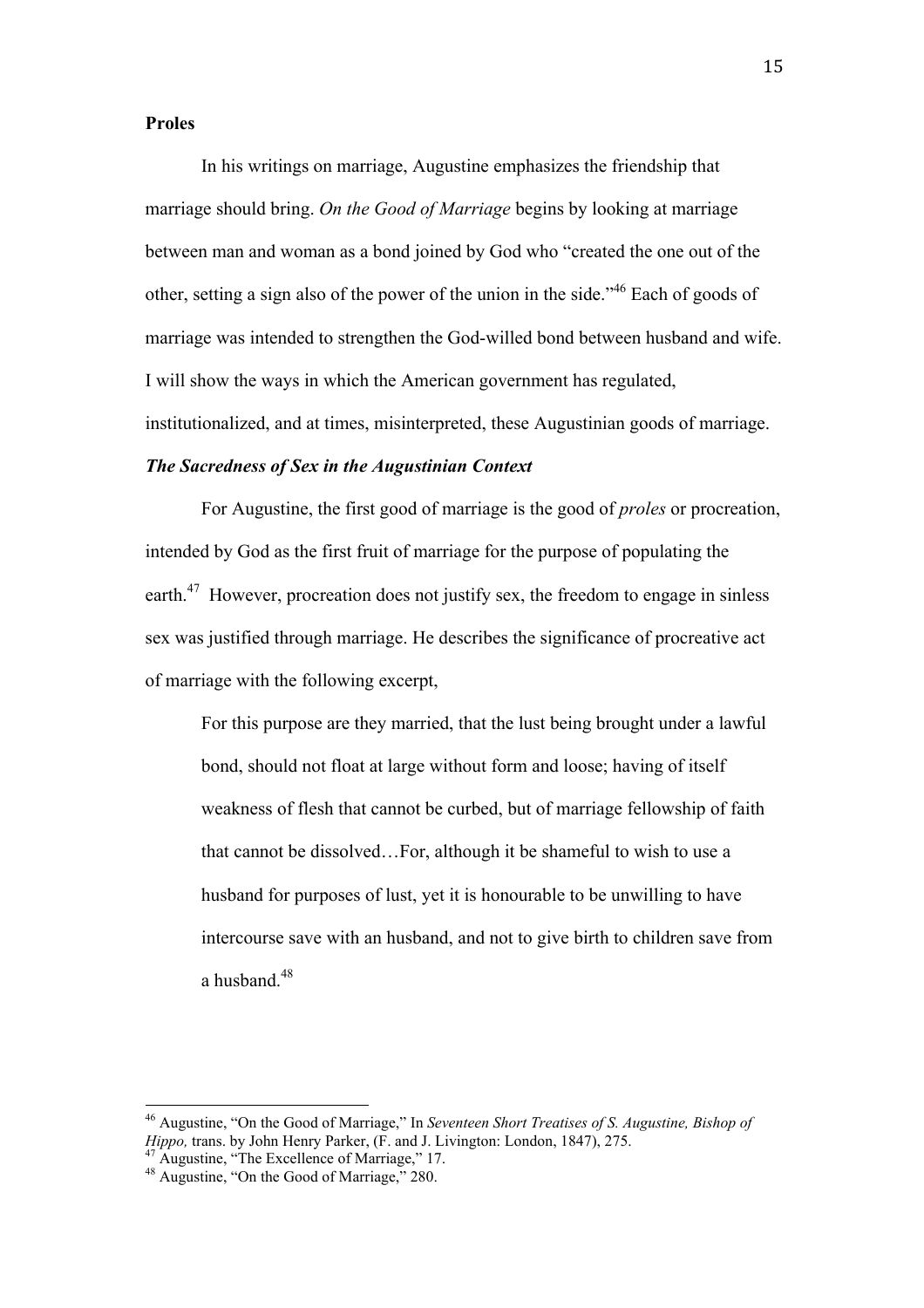**Proles**

In his writings on marriage, Augustine emphasizes the friendship that marriage should bring. *On the Good of Marriage* begins by looking at marriage between man and woman as a bond joined by God who "created the one out of the other, setting a sign also of the power of the union in the side."[46] Each of goods of marriage was intended to strengthen the God-willed bond between husband and wife. I will show the ways in which the American government has regulated, institutionalized, and at times, misinterpreted, these Augustinian goods of marriage.

***The Sacredness of Sex in the Augustinian Context***

For Augustine, the first good of marriage is the good of *proles* or procreation, intended by God as the first fruit of marriage for the purpose of populating the earth.[47] However, procreation does not justify sex, the freedom to engage in sinless sex was justified through marriage. He describes the significance of procreative act of marriage with the following excerpt,

> For this purpose are they married, that the lust being brought under a lawful bond, should not float at large without form and loose; having of itself weakness of flesh that cannot be curbed, but of marriage fellowship of faith that cannot be dissolved…For, although it be shameful to wish to use a husband for purposes of lust, yet it is honourable to be unwilling to have intercourse save with an husband, and not to give birth to children save from a husband.[48]

---

[46] Augustine, "On the Good of Marriage," In *Seventeen Short Treatises of S. Augustine, Bishop of Hippo,* trans. by John Henry Parker, (F. and J. Livington: London, 1847), 275.

[47] Augustine, "The Excellence of Marriage," 17.

[48] Augustine, "On the Good of Marriage," 280.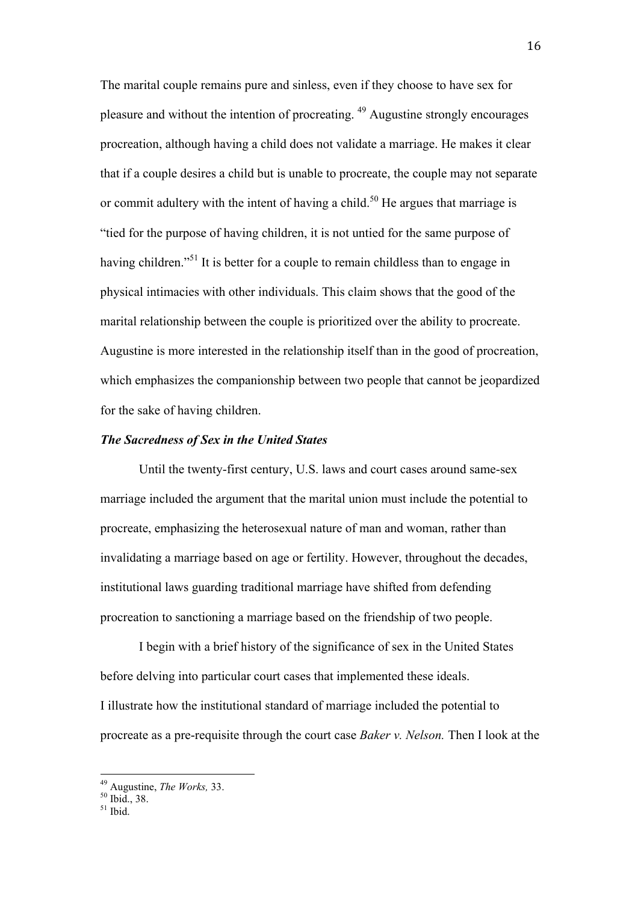The marital couple remains pure and sinless, even if they choose to have sex for pleasure and without the intention of procreating. [49] Augustine strongly encourages procreation, although having a child does not validate a marriage. He makes it clear that if a couple desires a child but is unable to procreate, the couple may not separate or commit adultery with the intent of having a child.[50] He argues that marriage is "tied for the purpose of having children, it is not untied for the same purpose of having children."[51] It is better for a couple to remain childless than to engage in physical intimacies with other individuals. This claim shows that the good of the marital relationship between the couple is prioritized over the ability to procreate. Augustine is more interested in the relationship itself than in the good of procreation, which emphasizes the companionship between two people that cannot be jeopardized for the sake of having children.

### *The Sacredness of Sex in the United States*

Until the twenty-first century, U.S. laws and court cases around same-sex marriage included the argument that the marital union must include the potential to procreate, emphasizing the heterosexual nature of man and woman, rather than invalidating a marriage based on age or fertility. However, throughout the decades, institutional laws guarding traditional marriage have shifted from defending procreation to sanctioning a marriage based on the friendship of two people.

I begin with a brief history of the significance of sex in the United States before delving into particular court cases that implemented these ideals. I illustrate how the institutional standard of marriage included the potential to procreate as a pre-requisite through the court case *Baker v. Nelson.* Then I look at the

---

[49] Augustine, *The Works,* 33.
[50] Ibid., 38.
[51] Ibid.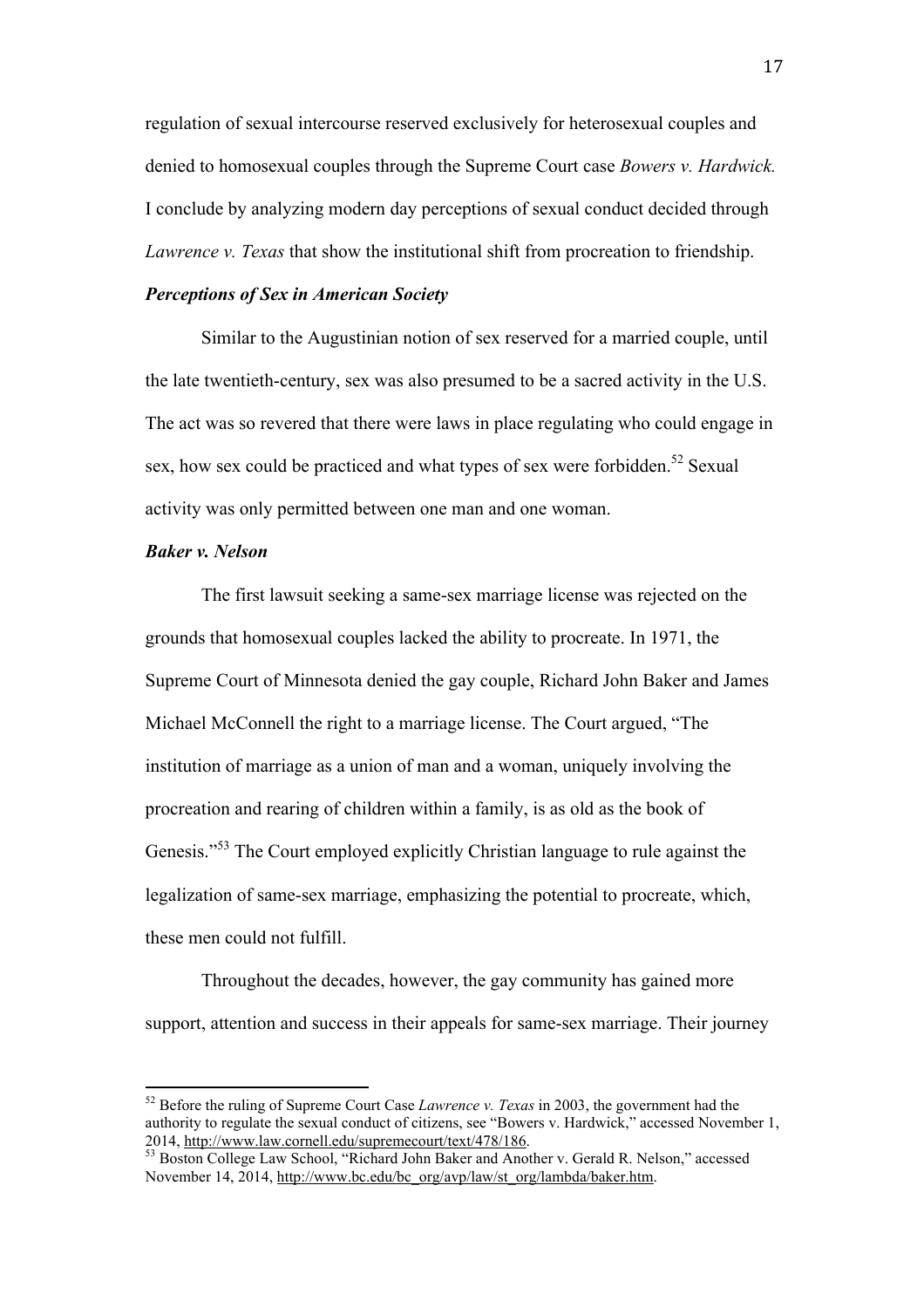regulation of sexual intercourse reserved exclusively for heterosexual couples and denied to homosexual couples through the Supreme Court case *Bowers v. Hardwick.* I conclude by analyzing modern day perceptions of sexual conduct decided through *Lawrence v. Texas* that show the institutional shift from procreation to friendship.

### *Perceptions of Sex in American Society*

Similar to the Augustinian notion of sex reserved for a married couple, until the late twentieth-century, sex was also presumed to be a sacred activity in the U.S. The act was so revered that there were laws in place regulating who could engage in sex, how sex could be practiced and what types of sex were forbidden.[52] Sexual activity was only permitted between one man and one woman.

### *Baker v. Nelson*

The first lawsuit seeking a same-sex marriage license was rejected on the grounds that homosexual couples lacked the ability to procreate. In 1971, the Supreme Court of Minnesota denied the gay couple, Richard John Baker and James Michael McConnell the right to a marriage license. The Court argued, "The institution of marriage as a union of man and a woman, uniquely involving the procreation and rearing of children within a family, is as old as the book of Genesis."[53] The Court employed explicitly Christian language to rule against the legalization of same-sex marriage, emphasizing the potential to procreate, which, these men could not fulfill.

Throughout the decades, however, the gay community has gained more support, attention and success in their appeals for same-sex marriage. Their journey

---

[52] Before the ruling of Supreme Court Case *Lawrence v. Texas* in 2003, the government had the authority to regulate the sexual conduct of citizens, see "Bowers v. Hardwick," accessed November 1, 2014, http://www.law.cornell.edu/supremecourt/text/478/186.

[53] Boston College Law School, "Richard John Baker and Another v. Gerald R. Nelson," accessed November 14, 2014, http://www.bc.edu/bc_org/avp/law/st_org/lambda/baker.htm.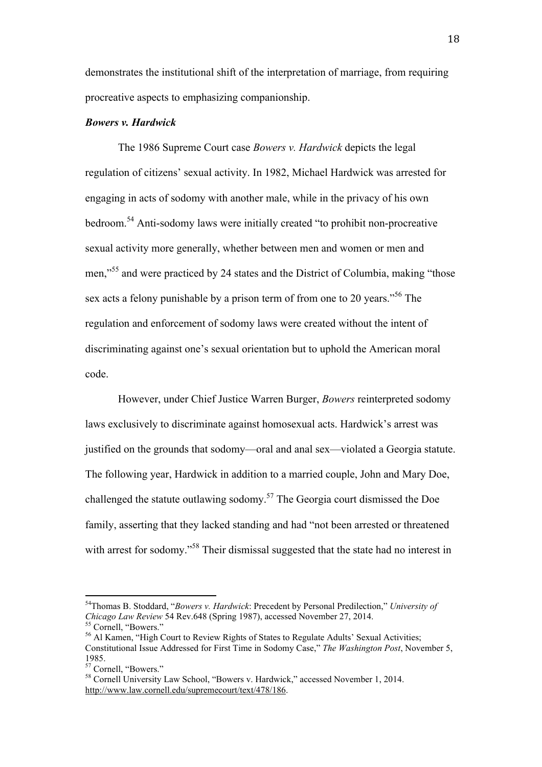demonstrates the institutional shift of the interpretation of marriage, from requiring procreative aspects to emphasizing companionship.

### *Bowers v. Hardwick*

The 1986 Supreme Court case *Bowers v. Hardwick* depicts the legal regulation of citizens' sexual activity. In 1982, Michael Hardwick was arrested for engaging in acts of sodomy with another male, while in the privacy of his own bedroom.[54] Anti-sodomy laws were initially created "to prohibit non-procreative sexual activity more generally, whether between men and women or men and men,"[55] and were practiced by 24 states and the District of Columbia, making "those sex acts a felony punishable by a prison term of from one to 20 years."[56] The regulation and enforcement of sodomy laws were created without the intent of discriminating against one's sexual orientation but to uphold the American moral code.

However, under Chief Justice Warren Burger, *Bowers* reinterpreted sodomy laws exclusively to discriminate against homosexual acts. Hardwick's arrest was justified on the grounds that sodomy—oral and anal sex—violated a Georgia statute. The following year, Hardwick in addition to a married couple, John and Mary Doe, challenged the statute outlawing sodomy.[57] The Georgia court dismissed the Doe family, asserting that they lacked standing and had "not been arrested or threatened with arrest for sodomy."[58] Their dismissal suggested that the state had no interest in

---

[54] Thomas B. Stoddard, "*Bowers v. Hardwick*: Precedent by Personal Predilection," *University of Chicago Law Review* 54 Rev.648 (Spring 1987), accessed November 27, 2014.

[55] Cornell, "Bowers."

[56] Al Kamen, "High Court to Review Rights of States to Regulate Adults' Sexual Activities; Constitutional Issue Addressed for First Time in Sodomy Case," *The Washington Post*, November 5, 1985.

[57] Cornell, "Bowers."

[58] Cornell University Law School, "Bowers v. Hardwick," accessed November 1, 2014. http://www.law.cornell.edu/supremecourt/text/478/186.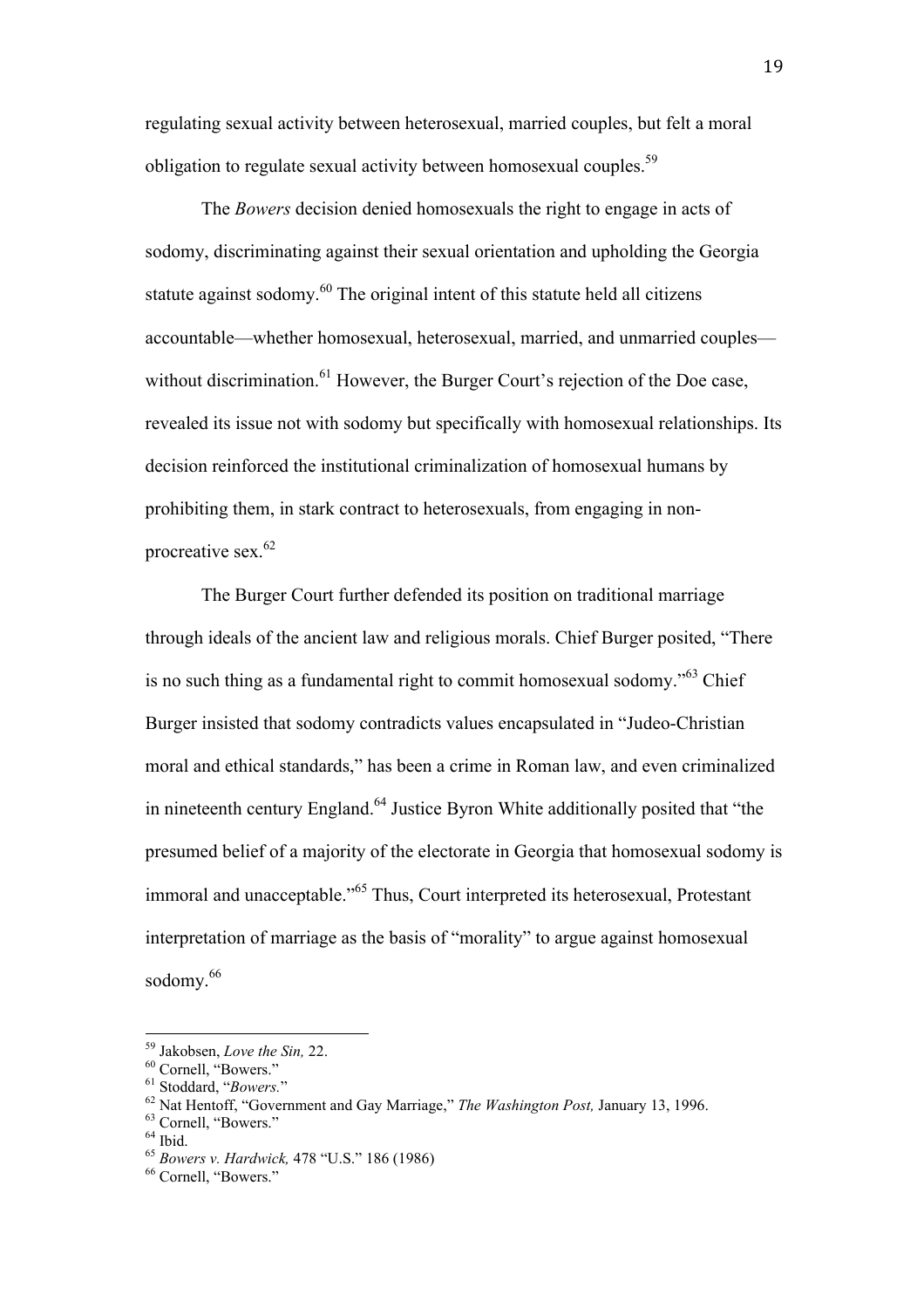regulating sexual activity between heterosexual, married couples, but felt a moral obligation to regulate sexual activity between homosexual couples.[59]

The *Bowers* decision denied homosexuals the right to engage in acts of sodomy, discriminating against their sexual orientation and upholding the Georgia statute against sodomy.[60] The original intent of this statute held all citizens accountable—whether homosexual, heterosexual, married, and unmarried couples—without discrimination.[61] However, the Burger Court's rejection of the Doe case, revealed its issue not with sodomy but specifically with homosexual relationships. Its decision reinforced the institutional criminalization of homosexual humans by prohibiting them, in stark contract to heterosexuals, from engaging in non-procreative sex.[62]

The Burger Court further defended its position on traditional marriage through ideals of the ancient law and religious morals. Chief Burger posited, "There is no such thing as a fundamental right to commit homosexual sodomy."[63] Chief Burger insisted that sodomy contradicts values encapsulated in "Judeo-Christian moral and ethical standards," has been a crime in Roman law, and even criminalized in nineteenth century England.[64] Justice Byron White additionally posited that "the presumed belief of a majority of the electorate in Georgia that homosexual sodomy is immoral and unacceptable."[65] Thus, Court interpreted its heterosexual, Protestant interpretation of marriage as the basis of "morality" to argue against homosexual sodomy.[66]

---

[59] Jakobsen, *Love the Sin,* 22.

[60] Cornell, "Bowers."

[61] Stoddard, "*Bowers.*"

[62] Nat Hentoff, "Government and Gay Marriage," *The Washington Post,* January 13, 1996.

[63] Cornell, "Bowers."

[64] Ibid.

[65] *Bowers v. Hardwick,* 478 "U.S." 186 (1986)

[66] Cornell, "Bowers."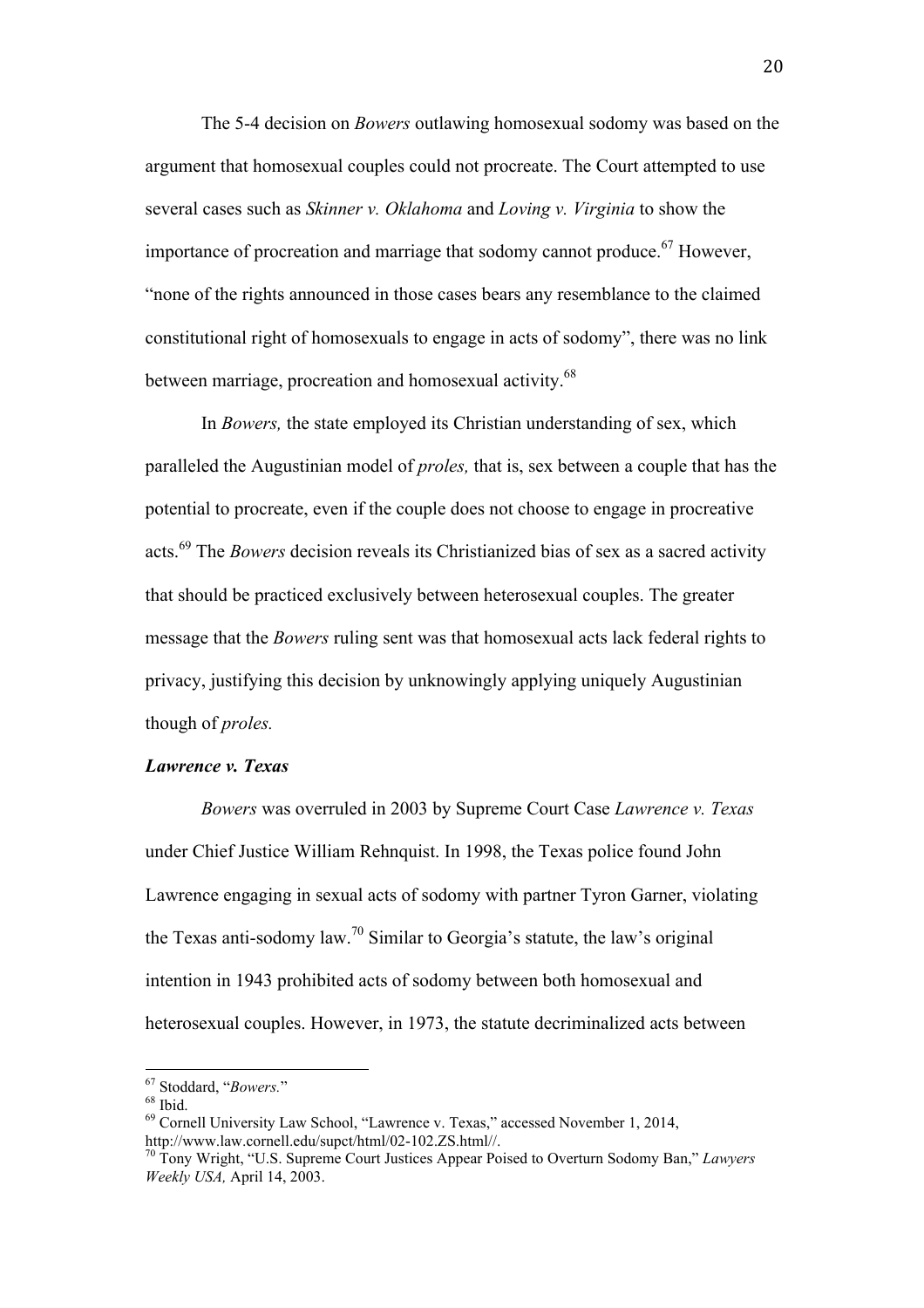The 5-4 decision on *Bowers* outlawing homosexual sodomy was based on the argument that homosexual couples could not procreate. The Court attempted to use several cases such as *Skinner v. Oklahoma* and *Loving v. Virginia* to show the importance of procreation and marriage that sodomy cannot produce.[67] However, "none of the rights announced in those cases bears any resemblance to the claimed constitutional right of homosexuals to engage in acts of sodomy", there was no link between marriage, procreation and homosexual activity.[68]

In *Bowers,* the state employed its Christian understanding of sex, which paralleled the Augustinian model of *proles,* that is, sex between a couple that has the potential to procreate, even if the couple does not choose to engage in procreative acts.[69] The *Bowers* decision reveals its Christianized bias of sex as a sacred activity that should be practiced exclusively between heterosexual couples. The greater message that the *Bowers* ruling sent was that homosexual acts lack federal rights to privacy, justifying this decision by unknowingly applying uniquely Augustinian though of *proles.*

### *Lawrence v. Texas*

*Bowers* was overruled in 2003 by Supreme Court Case *Lawrence v. Texas* under Chief Justice William Rehnquist. In 1998, the Texas police found John Lawrence engaging in sexual acts of sodomy with partner Tyron Garner, violating the Texas anti-sodomy law.[70] Similar to Georgia's statute, the law's original intention in 1943 prohibited acts of sodomy between both homosexual and heterosexual couples. However, in 1973, the statute decriminalized acts between

---

[67] Stoddard, "*Bowers.*"

[68] Ibid.

[69] Cornell University Law School, "Lawrence v. Texas," accessed November 1, 2014, http://www.law.cornell.edu/supct/html/02-102.ZS.html//.

[70] Tony Wright, "U.S. Supreme Court Justices Appear Poised to Overturn Sodomy Ban," *Lawyers Weekly USA,* April 14, 2003.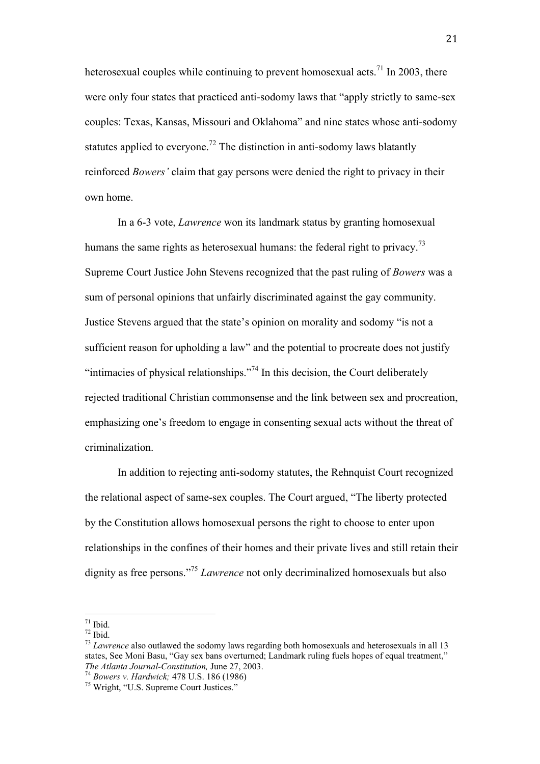heterosexual couples while continuing to prevent homosexual acts.[71] In 2003, there were only four states that practiced anti-sodomy laws that "apply strictly to same-sex couples: Texas, Kansas, Missouri and Oklahoma" and nine states whose anti-sodomy statutes applied to everyone.[72] The distinction in anti-sodomy laws blatantly reinforced *Bowers'* claim that gay persons were denied the right to privacy in their own home.

In a 6-3 vote, *Lawrence* won its landmark status by granting homosexual humans the same rights as heterosexual humans: the federal right to privacy.[73] Supreme Court Justice John Stevens recognized that the past ruling of *Bowers* was a sum of personal opinions that unfairly discriminated against the gay community. Justice Stevens argued that the state's opinion on morality and sodomy "is not a sufficient reason for upholding a law" and the potential to procreate does not justify "intimacies of physical relationships."[74] In this decision, the Court deliberately rejected traditional Christian commonsense and the link between sex and procreation, emphasizing one's freedom to engage in consenting sexual acts without the threat of criminalization.

In addition to rejecting anti-sodomy statutes, the Rehnquist Court recognized the relational aspect of same-sex couples. The Court argued, "The liberty protected by the Constitution allows homosexual persons the right to choose to enter upon relationships in the confines of their homes and their private lives and still retain their dignity as free persons."[75] *Lawrence* not only decriminalized homosexuals but also

---

[71] Ibid.

[72] Ibid.

[73] *Lawrence* also outlawed the sodomy laws regarding both homosexuals and heterosexuals in all 13 states, See Moni Basu, "Gay sex bans overturned; Landmark ruling fuels hopes of equal treatment," *The Atlanta Journal-Constitution,* June 27, 2003.

[74] *Bowers v. Hardwick;* 478 U.S. 186 (1986)

[75] Wright, "U.S. Supreme Court Justices."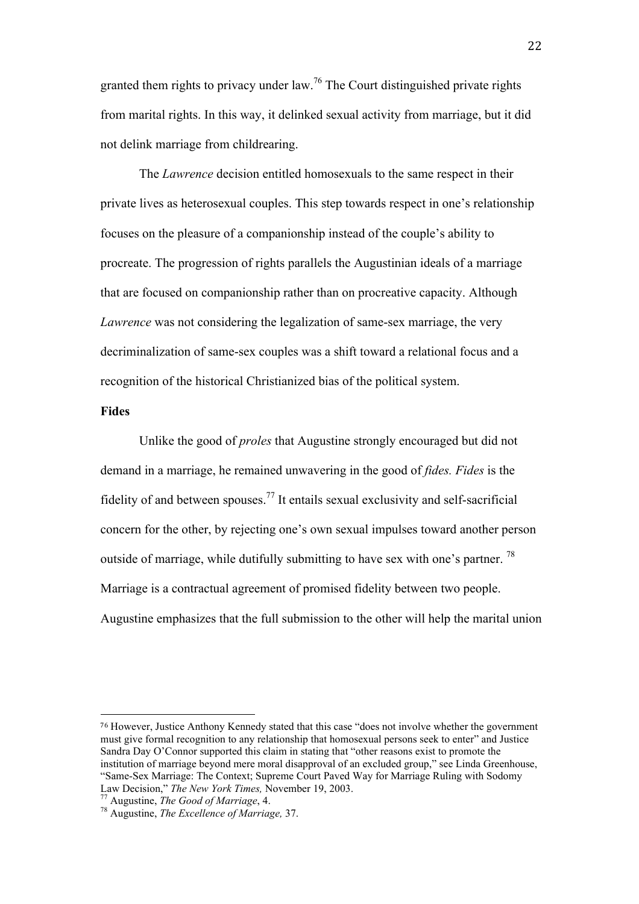granted them rights to privacy under law.[76] The Court distinguished private rights from marital rights. In this way, it delinked sexual activity from marriage, but it did not delink marriage from childrearing.

The *Lawrence* decision entitled homosexuals to the same respect in their private lives as heterosexual couples. This step towards respect in one's relationship focuses on the pleasure of a companionship instead of the couple's ability to procreate. The progression of rights parallels the Augustinian ideals of a marriage that are focused on companionship rather than on procreative capacity. Although *Lawrence* was not considering the legalization of same-sex marriage, the very decriminalization of same-sex couples was a shift toward a relational focus and a recognition of the historical Christianized bias of the political system.

**Fides**

Unlike the good of *proles* that Augustine strongly encouraged but did not demand in a marriage, he remained unwavering in the good of *fides. Fides* is the fidelity of and between spouses.[77] It entails sexual exclusivity and self-sacrificial concern for the other, by rejecting one's own sexual impulses toward another person outside of marriage, while dutifully submitting to have sex with one's partner. [78] Marriage is a contractual agreement of promised fidelity between two people. Augustine emphasizes that the full submission to the other will help the marital union

---

[76] However, Justice Anthony Kennedy stated that this case "does not involve whether the government must give formal recognition to any relationship that homosexual persons seek to enter" and Justice Sandra Day O'Connor supported this claim in stating that "other reasons exist to promote the institution of marriage beyond mere moral disapproval of an excluded group," see Linda Greenhouse, "Same-Sex Marriage: The Context; Supreme Court Paved Way for Marriage Ruling with Sodomy Law Decision," *The New York Times,* November 19, 2003.

[77] Augustine, *The Good of Marriage*, 4.

[78] Augustine, *The Excellence of Marriage,* 37.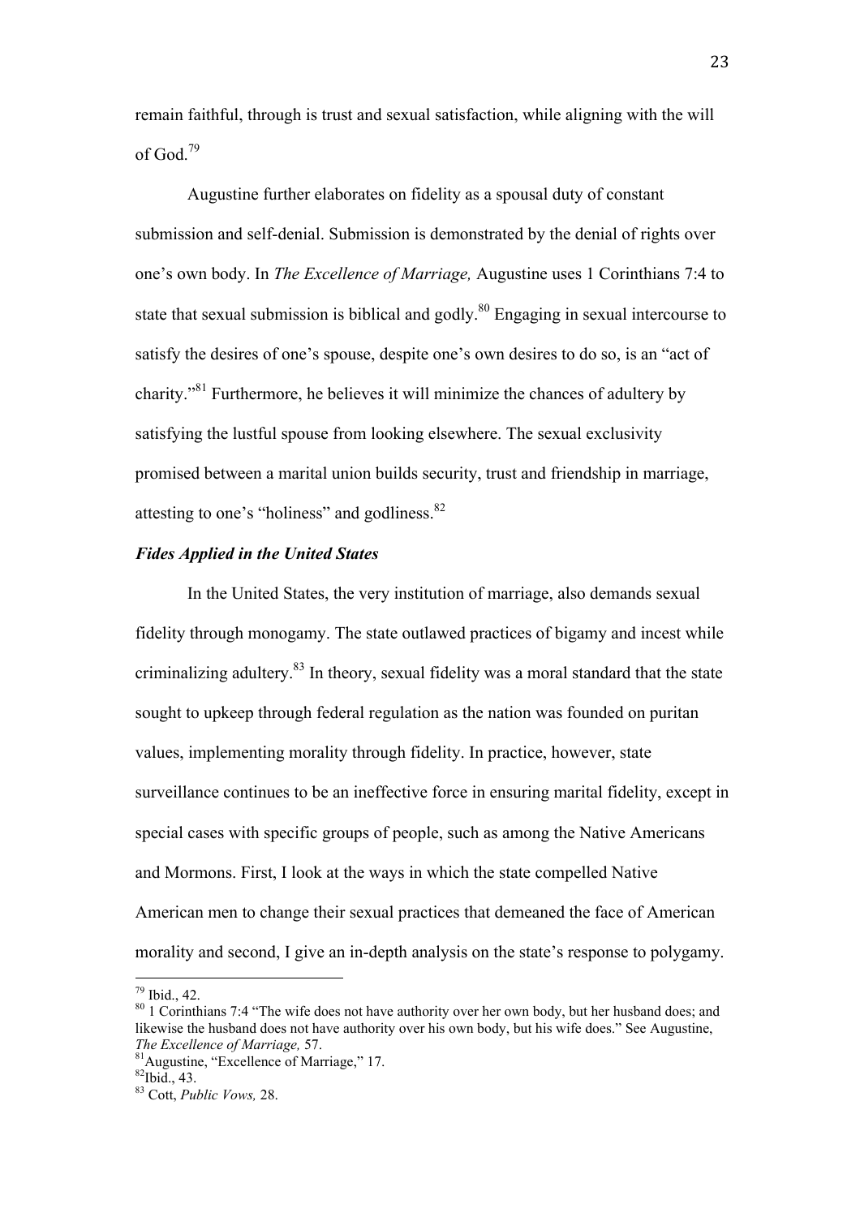remain faithful, through is trust and sexual satisfaction, while aligning with the will of God.[79]

Augustine further elaborates on fidelity as a spousal duty of constant submission and self-denial. Submission is demonstrated by the denial of rights over one's own body. In *The Excellence of Marriage,* Augustine uses 1 Corinthians 7:4 to state that sexual submission is biblical and godly.[80] Engaging in sexual intercourse to satisfy the desires of one's spouse, despite one's own desires to do so, is an "act of charity."[81] Furthermore, he believes it will minimize the chances of adultery by satisfying the lustful spouse from looking elsewhere. The sexual exclusivity promised between a marital union builds security, trust and friendship in marriage, attesting to one's "holiness" and godliness.[82]

### *Fides Applied in the United States*

In the United States, the very institution of marriage, also demands sexual fidelity through monogamy. The state outlawed practices of bigamy and incest while criminalizing adultery.[83] In theory, sexual fidelity was a moral standard that the state sought to upkeep through federal regulation as the nation was founded on puritan values, implementing morality through fidelity. In practice, however, state surveillance continues to be an ineffective force in ensuring marital fidelity, except in special cases with specific groups of people, such as among the Native Americans and Mormons. First, I look at the ways in which the state compelled Native American men to change their sexual practices that demeaned the face of American morality and second, I give an in-depth analysis on the state's response to polygamy.

---

[79] Ibid., 42.

[80] 1 Corinthians 7:4 "The wife does not have authority over her own body, but her husband does; and likewise the husband does not have authority over his own body, but his wife does." See Augustine, *The Excellence of Marriage,* 57.

[81] Augustine, "Excellence of Marriage," 17.

[82] Ibid., 43.

[83] Cott, *Public Vows,* 28.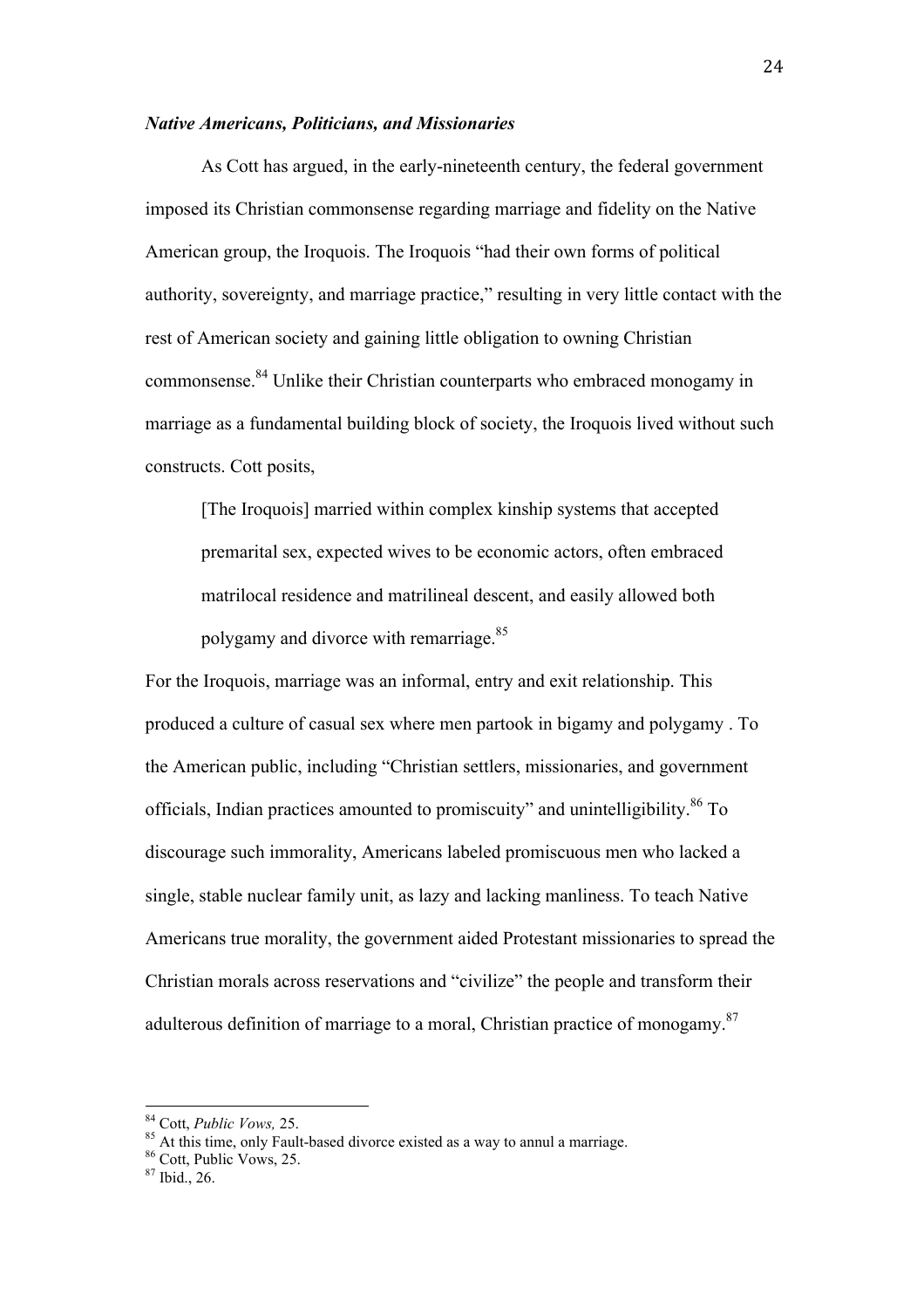***Native Americans, Politicians, and Missionaries***

As Cott has argued, in the early-nineteenth century, the federal government imposed its Christian commonsense regarding marriage and fidelity on the Native American group, the Iroquois. The Iroquois "had their own forms of political authority, sovereignty, and marriage practice," resulting in very little contact with the rest of American society and gaining little obligation to owning Christian commonsense.[84] Unlike their Christian counterparts who embraced monogamy in marriage as a fundamental building block of society, the Iroquois lived without such constructs. Cott posits,

> [The Iroquois] married within complex kinship systems that accepted premarital sex, expected wives to be economic actors, often embraced matrilocal residence and matrilineal descent, and easily allowed both polygamy and divorce with remarriage.[85]

For the Iroquois, marriage was an informal, entry and exit relationship. This produced a culture of casual sex where men partook in bigamy and polygamy . To the American public, including "Christian settlers, missionaries, and government officials, Indian practices amounted to promiscuity" and unintelligibility.[86] To discourage such immorality, Americans labeled promiscuous men who lacked a single, stable nuclear family unit, as lazy and lacking manliness. To teach Native Americans true morality, the government aided Protestant missionaries to spread the Christian morals across reservations and "civilize" the people and transform their adulterous definition of marriage to a moral, Christian practice of monogamy.[87]

---

[84] Cott, *Public Vows,* 25.

[85] At this time, only Fault-based divorce existed as a way to annul a marriage.

[86] Cott, Public Vows, 25.

[87] Ibid., 26.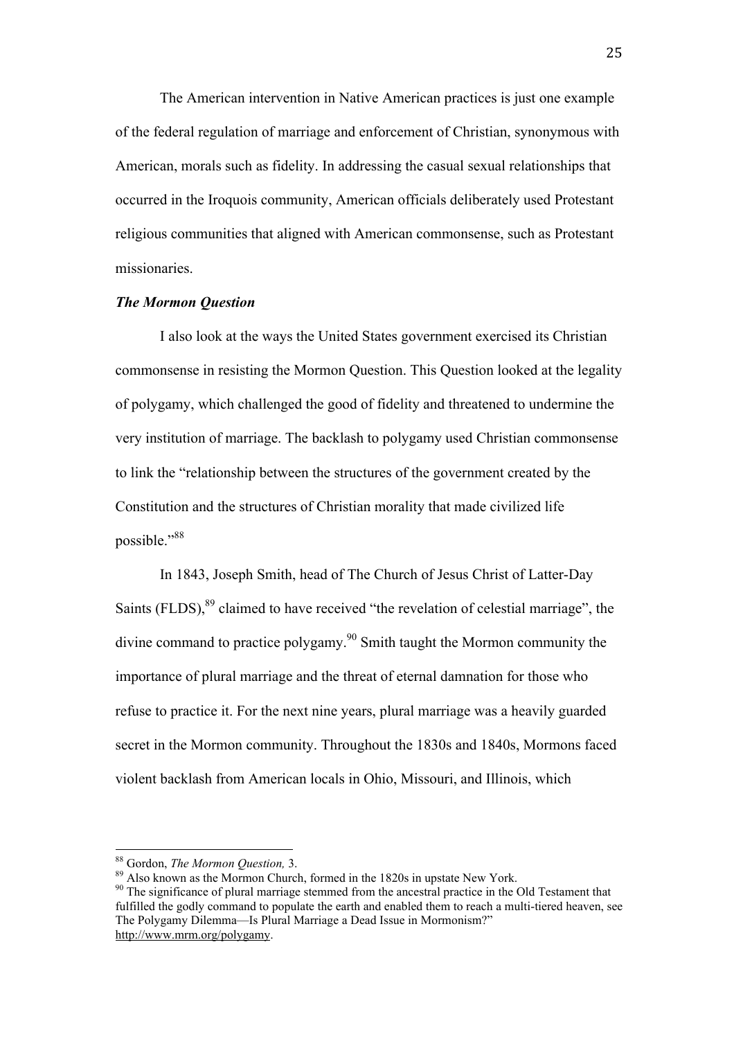The American intervention in Native American practices is just one example of the federal regulation of marriage and enforcement of Christian, synonymous with American, morals such as fidelity. In addressing the casual sexual relationships that occurred in the Iroquois community, American officials deliberately used Protestant religious communities that aligned with American commonsense, such as Protestant missionaries.

***The Mormon Question***

I also look at the ways the United States government exercised its Christian commonsense in resisting the Mormon Question. This Question looked at the legality of polygamy, which challenged the good of fidelity and threatened to undermine the very institution of marriage. The backlash to polygamy used Christian commonsense to link the "relationship between the structures of the government created by the Constitution and the structures of Christian morality that made civilized life possible."[88]

In 1843, Joseph Smith, head of The Church of Jesus Christ of Latter-Day Saints (FLDS),[89] claimed to have received "the revelation of celestial marriage", the divine command to practice polygamy.[90] Smith taught the Mormon community the importance of plural marriage and the threat of eternal damnation for those who refuse to practice it. For the next nine years, plural marriage was a heavily guarded secret in the Mormon community. Throughout the 1830s and 1840s, Mormons faced violent backlash from American locals in Ohio, Missouri, and Illinois, which

---

[88] Gordon, *The Mormon Question,* 3.

[89] Also known as the Mormon Church, formed in the 1820s in upstate New York.

[90] The significance of plural marriage stemmed from the ancestral practice in the Old Testament that fulfilled the godly command to populate the earth and enabled them to reach a multi-tiered heaven, see The Polygamy Dilemma—Is Plural Marriage a Dead Issue in Mormonism?" http://www.mrm.org/polygamy.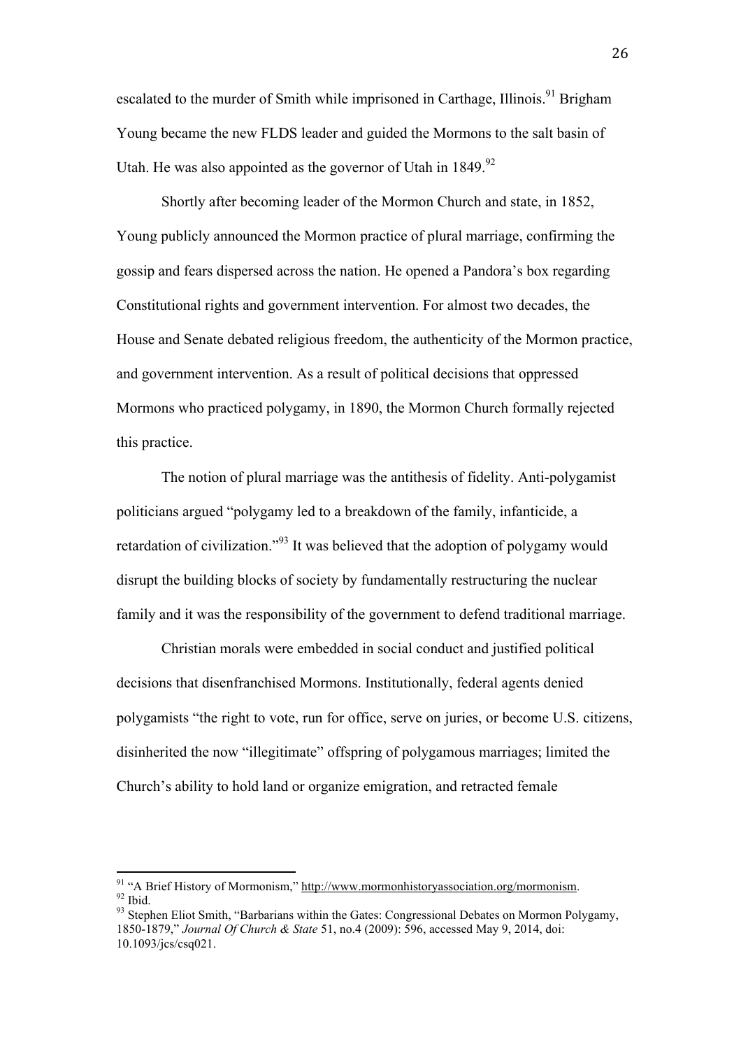escalated to the murder of Smith while imprisoned in Carthage, Illinois.[91] Brigham Young became the new FLDS leader and guided the Mormons to the salt basin of Utah. He was also appointed as the governor of Utah in 1849.[92]

Shortly after becoming leader of the Mormon Church and state, in 1852, Young publicly announced the Mormon practice of plural marriage, confirming the gossip and fears dispersed across the nation. He opened a Pandora's box regarding Constitutional rights and government intervention. For almost two decades, the House and Senate debated religious freedom, the authenticity of the Mormon practice, and government intervention. As a result of political decisions that oppressed Mormons who practiced polygamy, in 1890, the Mormon Church formally rejected this practice.

The notion of plural marriage was the antithesis of fidelity. Anti-polygamist politicians argued "polygamy led to a breakdown of the family, infanticide, a retardation of civilization."[93] It was believed that the adoption of polygamy would disrupt the building blocks of society by fundamentally restructuring the nuclear family and it was the responsibility of the government to defend traditional marriage.

Christian morals were embedded in social conduct and justified political decisions that disenfranchised Mormons. Institutionally, federal agents denied polygamists "the right to vote, run for office, serve on juries, or become U.S. citizens, disinherited the now "illegitimate" offspring of polygamous marriages; limited the Church's ability to hold land or organize emigration, and retracted female

---

[91] "A Brief History of Mormonism," http://www.mormonhistoryassociation.org/mormonism.

[92] Ibid.

[93] Stephen Eliot Smith, "Barbarians within the Gates: Congressional Debates on Mormon Polygamy, 1850-1879," *Journal Of Church & State* 51, no.4 (2009): 596, accessed May 9, 2014, doi: 10.1093/jcs/csq021.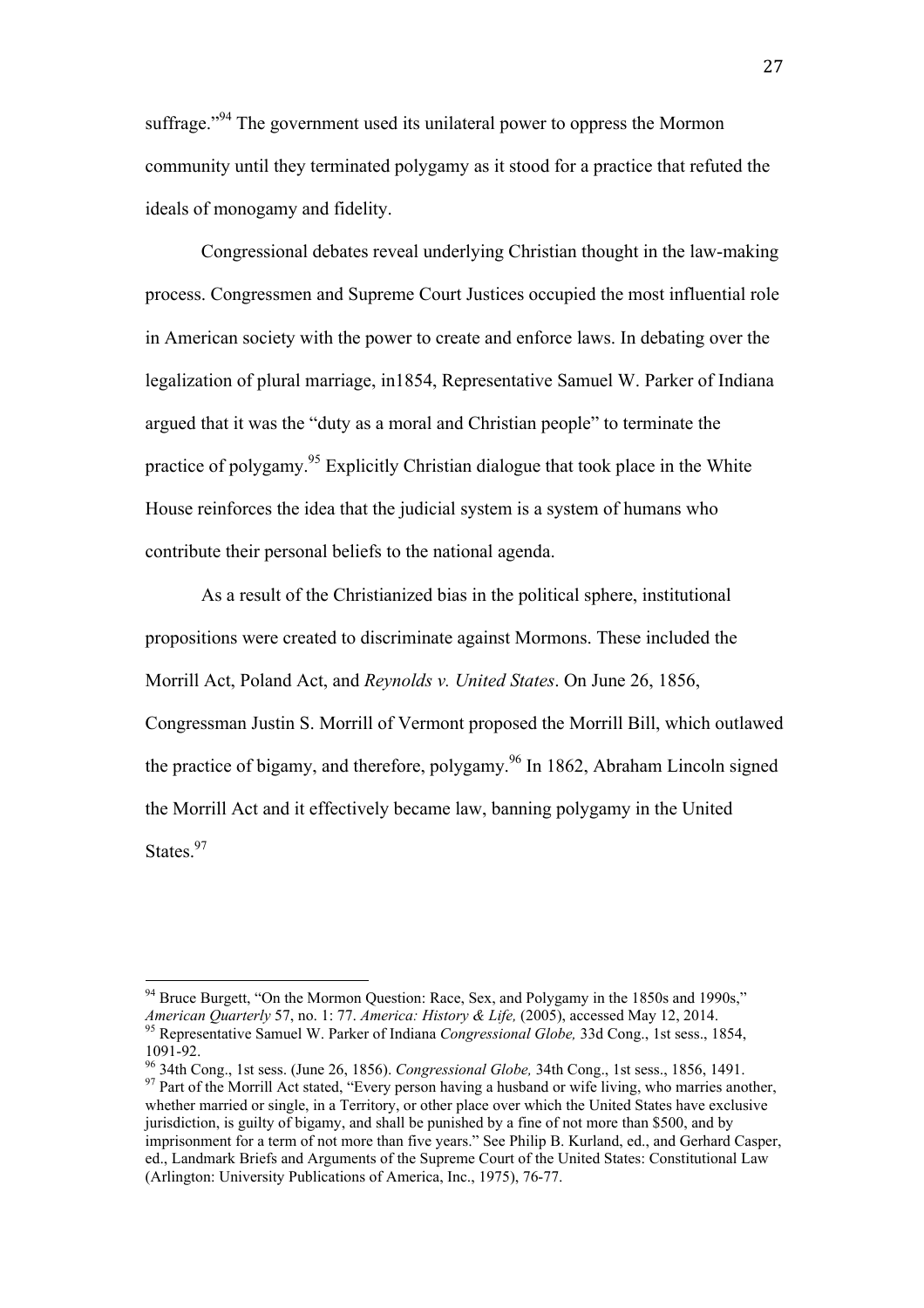suffrage."[94] The government used its unilateral power to oppress the Mormon community until they terminated polygamy as it stood for a practice that refuted the ideals of monogamy and fidelity.

Congressional debates reveal underlying Christian thought in the law-making process. Congressmen and Supreme Court Justices occupied the most influential role in American society with the power to create and enforce laws. In debating over the legalization of plural marriage, in1854, Representative Samuel W. Parker of Indiana argued that it was the "duty as a moral and Christian people" to terminate the practice of polygamy.[95] Explicitly Christian dialogue that took place in the White House reinforces the idea that the judicial system is a system of humans who contribute their personal beliefs to the national agenda.

As a result of the Christianized bias in the political sphere, institutional propositions were created to discriminate against Mormons. These included the Morrill Act, Poland Act, and *Reynolds v. United States*. On June 26, 1856, Congressman Justin S. Morrill of Vermont proposed the Morrill Bill, which outlawed the practice of bigamy, and therefore, polygamy.[96] In 1862, Abraham Lincoln signed the Morrill Act and it effectively became law, banning polygamy in the United States.[97]

---

[94] Bruce Burgett, "On the Mormon Question: Race, Sex, and Polygamy in the 1850s and 1990s," *American Quarterly* 57, no. 1: 77. *America: History & Life,* (2005), accessed May 12, 2014.

[95] Representative Samuel W. Parker of Indiana *Congressional Globe,* 33d Cong., 1st sess., 1854, 1091-92.

[96] 34th Cong., 1st sess. (June 26, 1856). *Congressional Globe,* 34th Cong., 1st sess., 1856, 1491.

[97] Part of the Morrill Act stated, "Every person having a husband or wife living, who marries another, whether married or single, in a Territory, or other place over which the United States have exclusive jurisdiction, is guilty of bigamy, and shall be punished by a fine of not more than $500, and by imprisonment for a term of not more than five years." See Philip B. Kurland, ed., and Gerhard Casper, ed., Landmark Briefs and Arguments of the Supreme Court of the United States: Constitutional Law (Arlington: University Publications of America, Inc., 1975), 76-77.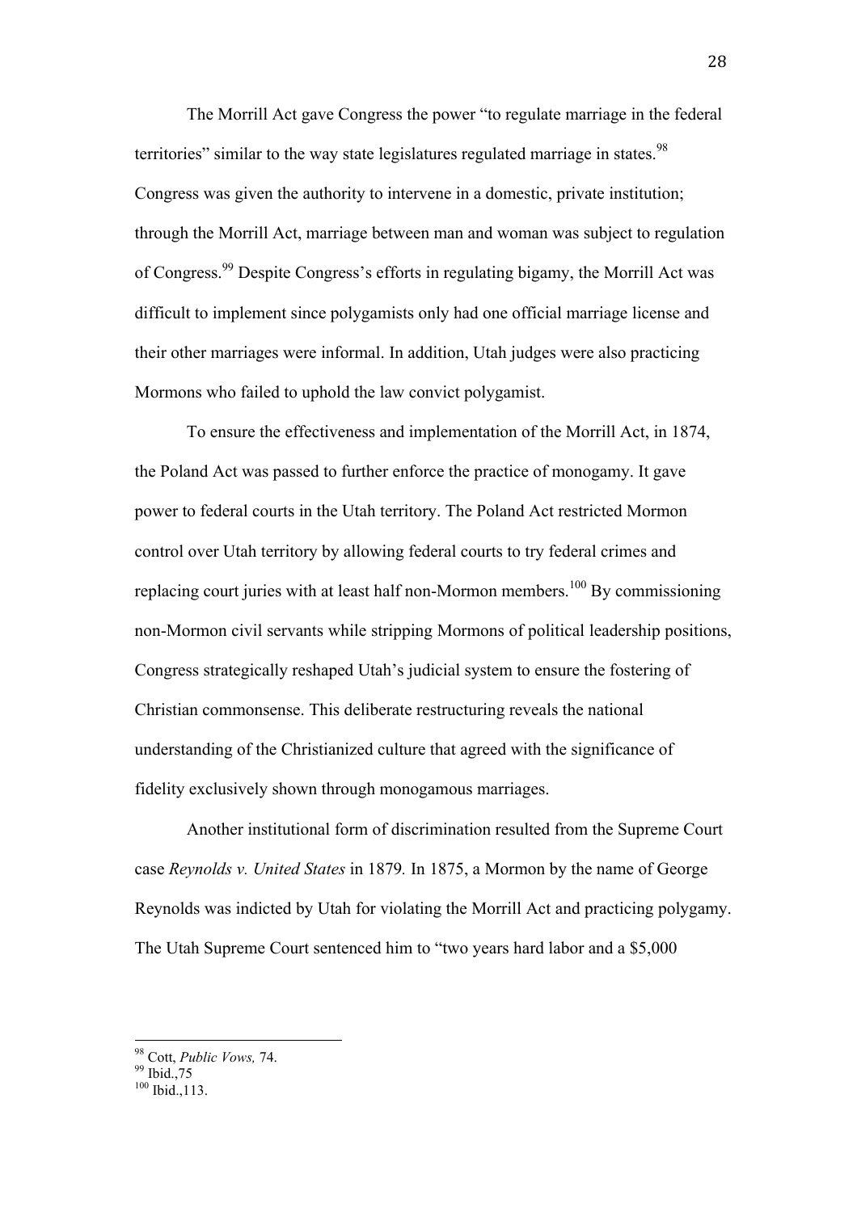The Morrill Act gave Congress the power "to regulate marriage in the federal territories" similar to the way state legislatures regulated marriage in states.[98] Congress was given the authority to intervene in a domestic, private institution; through the Morrill Act, marriage between man and woman was subject to regulation of Congress.[99] Despite Congress's efforts in regulating bigamy, the Morrill Act was difficult to implement since polygamists only had one official marriage license and their other marriages were informal. In addition, Utah judges were also practicing Mormons who failed to uphold the law convict polygamist.

To ensure the effectiveness and implementation of the Morrill Act, in 1874, the Poland Act was passed to further enforce the practice of monogamy. It gave power to federal courts in the Utah territory. The Poland Act restricted Mormon control over Utah territory by allowing federal courts to try federal crimes and replacing court juries with at least half non-Mormon members.[100] By commissioning non-Mormon civil servants while stripping Mormons of political leadership positions, Congress strategically reshaped Utah's judicial system to ensure the fostering of Christian commonsense. This deliberate restructuring reveals the national understanding of the Christianized culture that agreed with the significance of fidelity exclusively shown through monogamous marriages.

Another institutional form of discrimination resulted from the Supreme Court case *Reynolds v. United States* in 1879*.* In 1875, a Mormon by the name of George Reynolds was indicted by Utah for violating the Morrill Act and practicing polygamy. The Utah Supreme Court sentenced him to "two years hard labor and a $5,000

---

[98] Cott, *Public Vows,* 74.

[99] Ibid.,75

[100] Ibid.,113.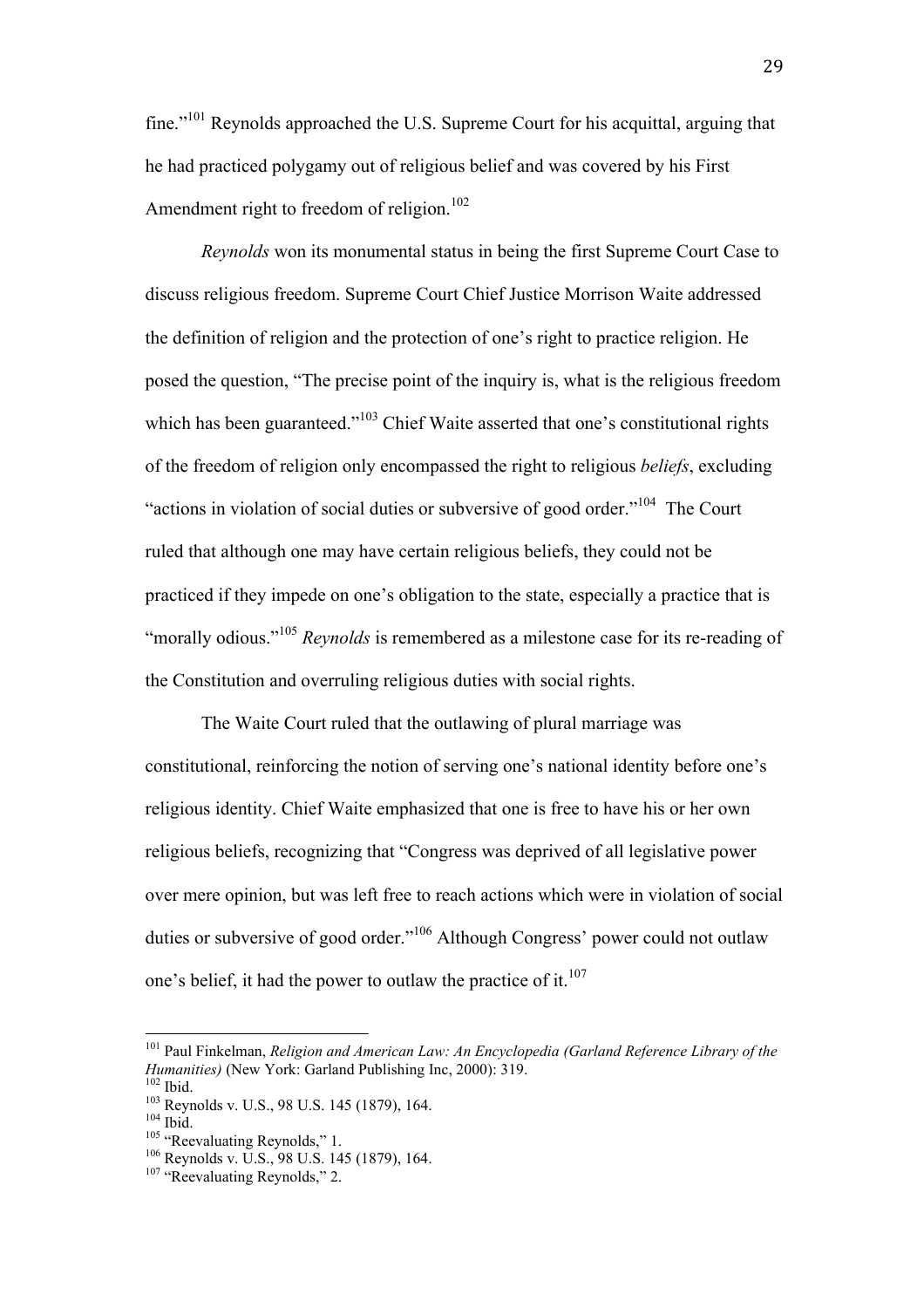fine."[101] Reynolds approached the U.S. Supreme Court for his acquittal, arguing that he had practiced polygamy out of religious belief and was covered by his First Amendment right to freedom of religion.[102]

*Reynolds* won its monumental status in being the first Supreme Court Case to discuss religious freedom. Supreme Court Chief Justice Morrison Waite addressed the definition of religion and the protection of one's right to practice religion. He posed the question, "The precise point of the inquiry is, what is the religious freedom which has been guaranteed."[103] Chief Waite asserted that one's constitutional rights of the freedom of religion only encompassed the right to religious *beliefs*, excluding "actions in violation of social duties or subversive of good order."[104] The Court ruled that although one may have certain religious beliefs, they could not be practiced if they impede on one's obligation to the state, especially a practice that is "morally odious."[105] *Reynolds* is remembered as a milestone case for its re-reading of the Constitution and overruling religious duties with social rights.

The Waite Court ruled that the outlawing of plural marriage was constitutional, reinforcing the notion of serving one's national identity before one's religious identity. Chief Waite emphasized that one is free to have his or her own religious beliefs, recognizing that "Congress was deprived of all legislative power over mere opinion, but was left free to reach actions which were in violation of social duties or subversive of good order."[106] Although Congress' power could not outlaw one's belief, it had the power to outlaw the practice of it.[107]

---

[101] Paul Finkelman, *Religion and American Law: An Encyclopedia (Garland Reference Library of the Humanities)* (New York: Garland Publishing Inc, 2000): 319.
[102] Ibid.
[103] Reynolds v. U.S., 98 U.S. 145 (1879), 164.
[104] Ibid.
[105] "Reevaluating Reynolds," 1.
[106] Reynolds v. U.S., 98 U.S. 145 (1879), 164.
[107] "Reevaluating Reynolds," 2.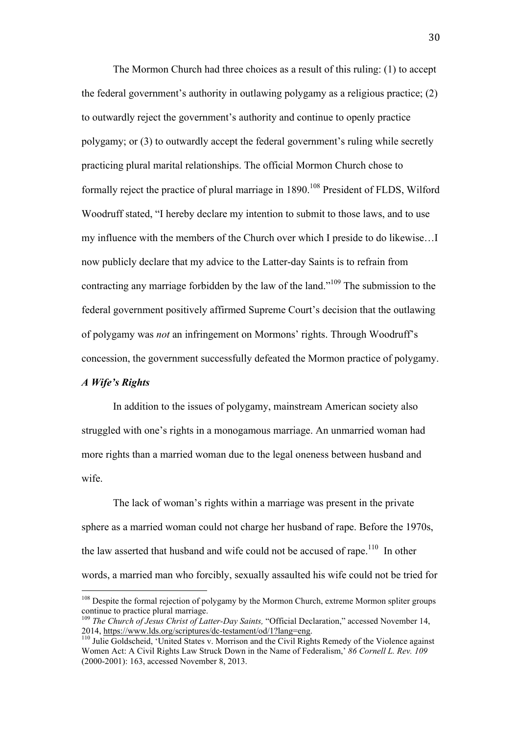The Mormon Church had three choices as a result of this ruling: (1) to accept the federal government's authority in outlawing polygamy as a religious practice; (2) to outwardly reject the government's authority and continue to openly practice polygamy; or (3) to outwardly accept the federal government's ruling while secretly practicing plural marital relationships. The official Mormon Church chose to formally reject the practice of plural marriage in 1890.[108] President of FLDS, Wilford Woodruff stated, "I hereby declare my intention to submit to those laws, and to use my influence with the members of the Church over which I preside to do likewise…I now publicly declare that my advice to the Latter-day Saints is to refrain from contracting any marriage forbidden by the law of the land."[109] The submission to the federal government positively affirmed Supreme Court's decision that the outlawing of polygamy was *not* an infringement on Mormons' rights. Through Woodruff's concession, the government successfully defeated the Mormon practice of polygamy.

### *A Wife's Rights*

In addition to the issues of polygamy, mainstream American society also struggled with one's rights in a monogamous marriage. An unmarried woman had more rights than a married woman due to the legal oneness between husband and wife.

The lack of woman's rights within a marriage was present in the private sphere as a married woman could not charge her husband of rape. Before the 1970s, the law asserted that husband and wife could not be accused of rape.[110] In other words, a married man who forcibly, sexually assaulted his wife could not be tried for

---

[108] Despite the formal rejection of polygamy by the Mormon Church, extreme Mormon spliter groups continue to practice plural marriage.

[109] *The Church of Jesus Christ of Latter-Day Saints,* "Official Declaration," accessed November 14, 2014, https://www.lds.org/scriptures/dc-testament/od/1?lang=eng.

[110] Julie Goldscheid, 'United States v. Morrison and the Civil Rights Remedy of the Violence against Women Act: A Civil Rights Law Struck Down in the Name of Federalism,' *86 Cornell L. Rev. 109* (2000-2001): 163, accessed November 8, 2013.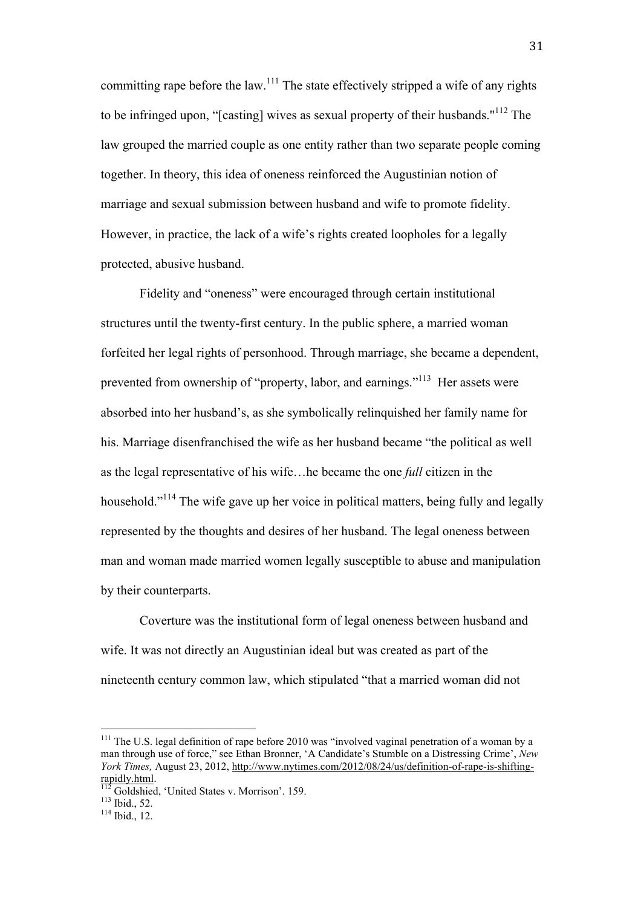committing rape before the law.[111] The state effectively stripped a wife of any rights to be infringed upon, "[casting] wives as sexual property of their husbands."[112] The law grouped the married couple as one entity rather than two separate people coming together. In theory, this idea of oneness reinforced the Augustinian notion of marriage and sexual submission between husband and wife to promote fidelity. However, in practice, the lack of a wife's rights created loopholes for a legally protected, abusive husband.

Fidelity and "oneness" were encouraged through certain institutional structures until the twenty-first century. In the public sphere, a married woman forfeited her legal rights of personhood. Through marriage, she became a dependent, prevented from ownership of "property, labor, and earnings."[113] Her assets were absorbed into her husband's, as she symbolically relinquished her family name for his. Marriage disenfranchised the wife as her husband became "the political as well as the legal representative of his wife…he became the one *full* citizen in the household."[114] The wife gave up her voice in political matters, being fully and legally represented by the thoughts and desires of her husband. The legal oneness between man and woman made married women legally susceptible to abuse and manipulation by their counterparts.

Coverture was the institutional form of legal oneness between husband and wife. It was not directly an Augustinian ideal but was created as part of the nineteenth century common law, which stipulated "that a married woman did not

---

[111] The U.S. legal definition of rape before 2010 was "involved vaginal penetration of a woman by a man through use of force," see Ethan Bronner, 'A Candidate's Stumble on a Distressing Crime', *New York Times,* August 23, 2012, http://www.nytimes.com/2012/08/24/us/definition-of-rape-is-shifting-rapidly.html.

[112] Goldshied, 'United States v. Morrison'. 159.

[113] Ibid., 52.

[114] Ibid., 12.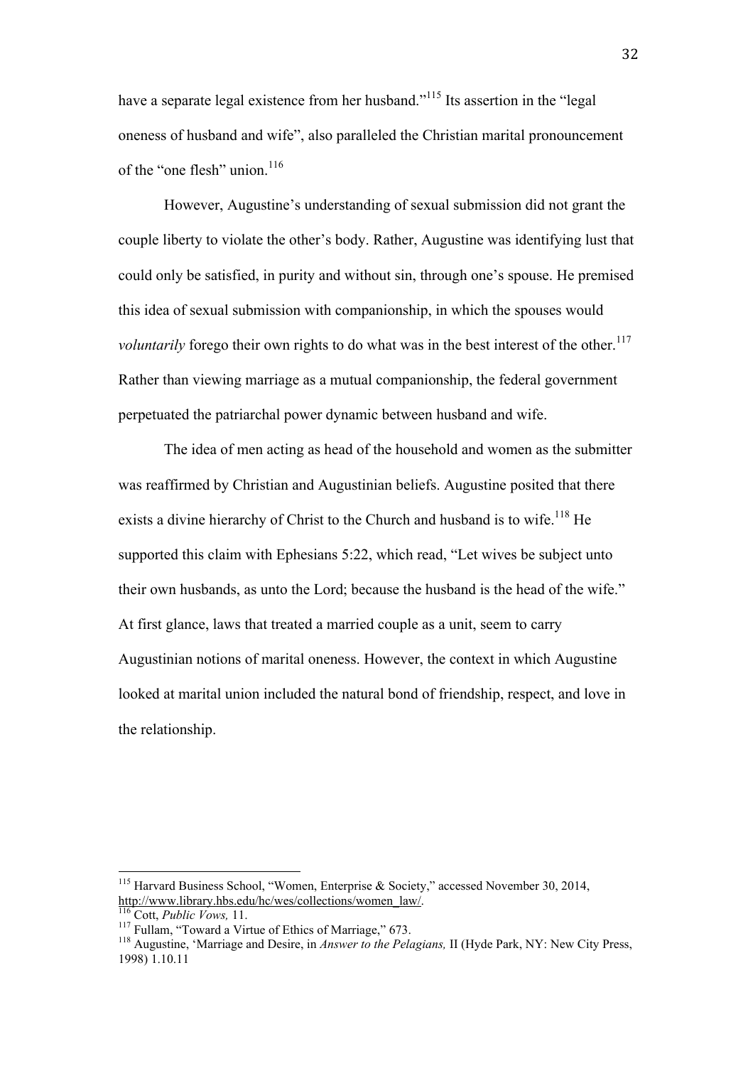have a separate legal existence from her husband."[115] Its assertion in the "legal oneness of husband and wife", also paralleled the Christian marital pronouncement of the "one flesh" union.[116]

However, Augustine's understanding of sexual submission did not grant the couple liberty to violate the other's body. Rather, Augustine was identifying lust that could only be satisfied, in purity and without sin, through one's spouse. He premised this idea of sexual submission with companionship, in which the spouses would *voluntarily* forego their own rights to do what was in the best interest of the other.[117] Rather than viewing marriage as a mutual companionship, the federal government perpetuated the patriarchal power dynamic between husband and wife.

The idea of men acting as head of the household and women as the submitter was reaffirmed by Christian and Augustinian beliefs. Augustine posited that there exists a divine hierarchy of Christ to the Church and husband is to wife.[118] He supported this claim with Ephesians 5:22, which read, "Let wives be subject unto their own husbands, as unto the Lord; because the husband is the head of the wife." At first glance, laws that treated a married couple as a unit, seem to carry Augustinian notions of marital oneness. However, the context in which Augustine looked at marital union included the natural bond of friendship, respect, and love in the relationship.

---

[115] Harvard Business School, "Women, Enterprise & Society," accessed November 30, 2014, http://www.library.hbs.edu/hc/wes/collections/women_law/.

[116] Cott, *Public Vows,* 11.

[117] Fullam, "Toward a Virtue of Ethics of Marriage," 673.

[118] Augustine, 'Marriage and Desire, in *Answer to the Pelagians,* II (Hyde Park, NY: New City Press, 1998) 1.10.11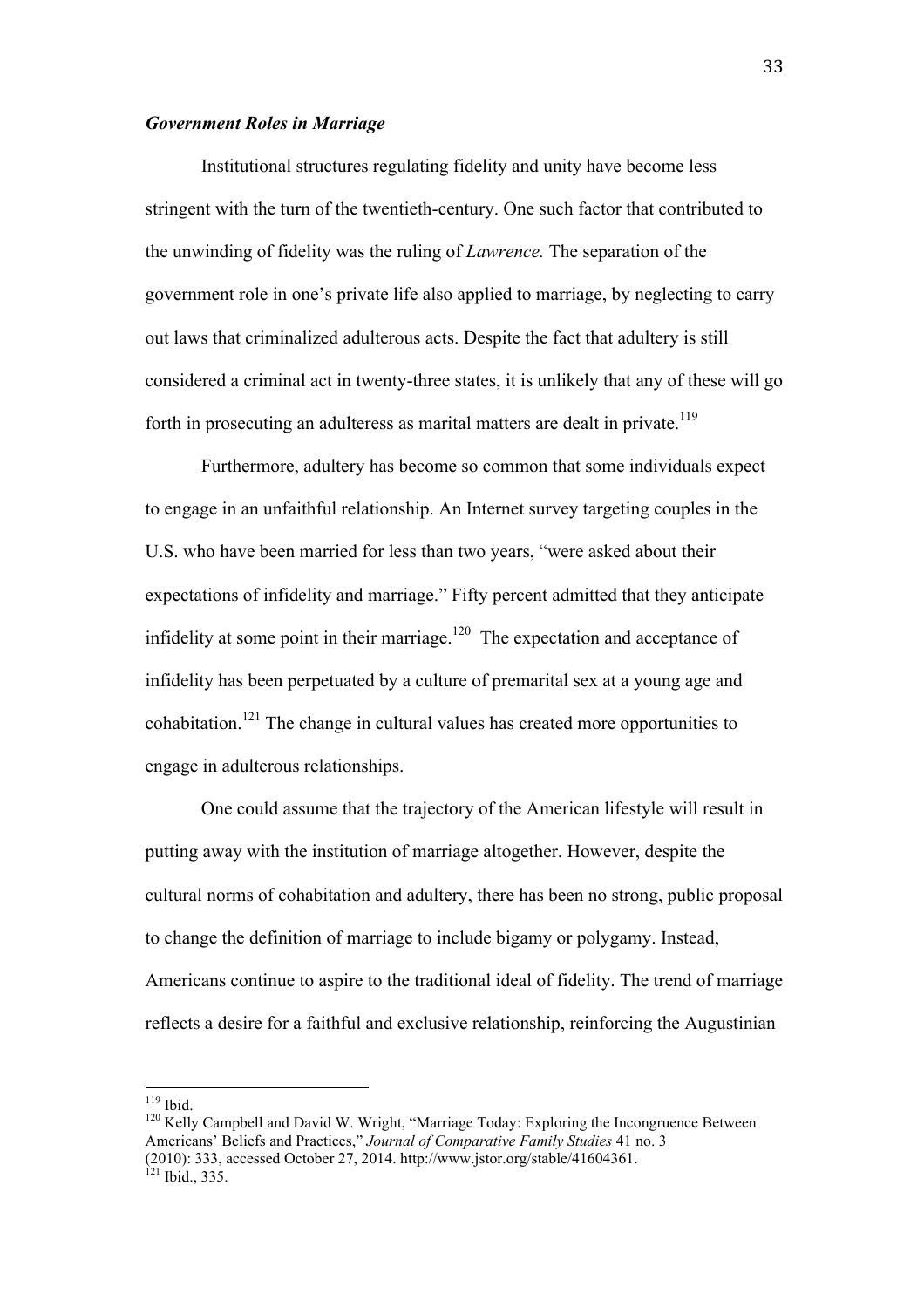### *Government Roles in Marriage*

Institutional structures regulating fidelity and unity have become less stringent with the turn of the twentieth-century. One such factor that contributed to the unwinding of fidelity was the ruling of *Lawrence.* The separation of the government role in one's private life also applied to marriage, by neglecting to carry out laws that criminalized adulterous acts. Despite the fact that adultery is still considered a criminal act in twenty-three states, it is unlikely that any of these will go forth in prosecuting an adulteress as marital matters are dealt in private.[119]

Furthermore, adultery has become so common that some individuals expect to engage in an unfaithful relationship. An Internet survey targeting couples in the U.S. who have been married for less than two years, "were asked about their expectations of infidelity and marriage." Fifty percent admitted that they anticipate infidelity at some point in their marriage.[120] The expectation and acceptance of infidelity has been perpetuated by a culture of premarital sex at a young age and cohabitation.[121] The change in cultural values has created more opportunities to engage in adulterous relationships.

One could assume that the trajectory of the American lifestyle will result in putting away with the institution of marriage altogether. However, despite the cultural norms of cohabitation and adultery, there has been no strong, public proposal to change the definition of marriage to include bigamy or polygamy. Instead, Americans continue to aspire to the traditional ideal of fidelity. The trend of marriage reflects a desire for a faithful and exclusive relationship, reinforcing the Augustinian

---

[119] Ibid.

[120] Kelly Campbell and David W. Wright, "Marriage Today: Exploring the Incongruence Between Americans' Beliefs and Practices," *Journal of Comparative Family Studies* 41 no. 3 (2010): 333, accessed October 27, 2014. http://www.jstor.org/stable/41604361.

[121] Ibid., 335.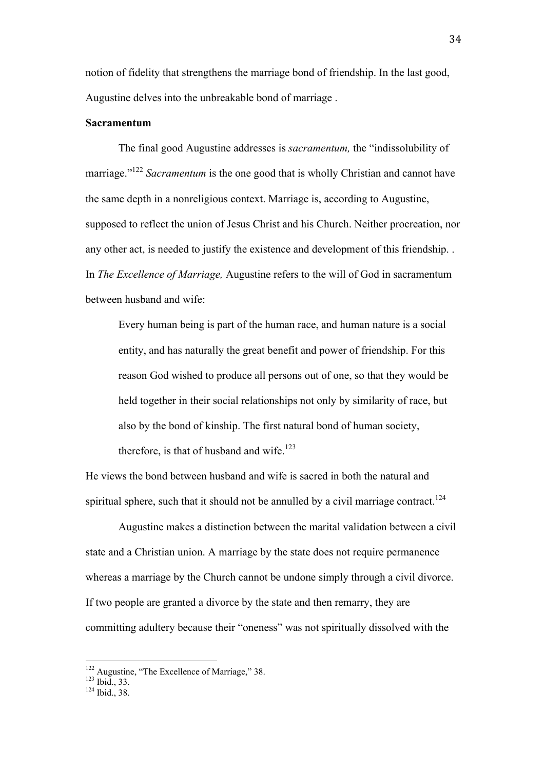notion of fidelity that strengthens the marriage bond of friendship. In the last good, Augustine delves into the unbreakable bond of marriage .

**Sacramentum**

The final good Augustine addresses is *sacramentum,* the "indissolubility of marriage."[122] *Sacramentum* is the one good that is wholly Christian and cannot have the same depth in a nonreligious context. Marriage is, according to Augustine, supposed to reflect the union of Jesus Christ and his Church. Neither procreation, nor any other act, is needed to justify the existence and development of this friendship. . In *The Excellence of Marriage,* Augustine refers to the will of God in sacramentum between husband and wife:

> Every human being is part of the human race, and human nature is a social entity, and has naturally the great benefit and power of friendship. For this reason God wished to produce all persons out of one, so that they would be held together in their social relationships not only by similarity of race, but also by the bond of kinship. The first natural bond of human society, therefore, is that of husband and wife.[123]

He views the bond between husband and wife is sacred in both the natural and spiritual sphere, such that it should not be annulled by a civil marriage contract.[124]

Augustine makes a distinction between the marital validation between a civil state and a Christian union. A marriage by the state does not require permanence whereas a marriage by the Church cannot be undone simply through a civil divorce. If two people are granted a divorce by the state and then remarry, they are committing adultery because their "oneness" was not spiritually dissolved with the

[122] Augustine, "The Excellence of Marriage," 38.
[123] Ibid., 33.
[124] Ibid., 38.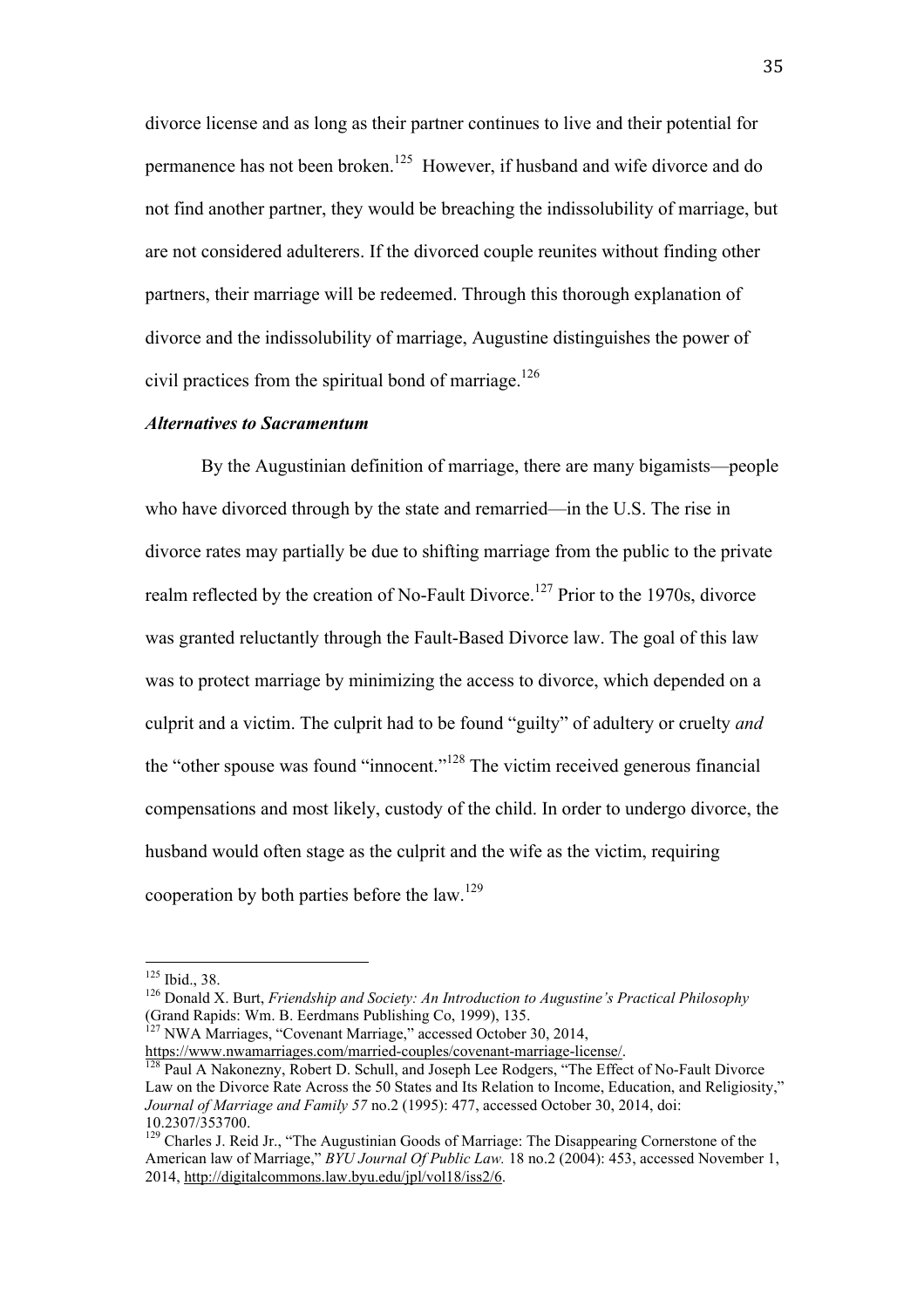divorce license and as long as their partner continues to live and their potential for permanence has not been broken.[125] However, if husband and wife divorce and do not find another partner, they would be breaching the indissolubility of marriage, but are not considered adulterers. If the divorced couple reunites without finding other partners, their marriage will be redeemed. Through this thorough explanation of divorce and the indissolubility of marriage, Augustine distinguishes the power of civil practices from the spiritual bond of marriage.[126]

### *Alternatives to Sacramentum*

By the Augustinian definition of marriage, there are many bigamists—people who have divorced through by the state and remarried—in the U.S. The rise in divorce rates may partially be due to shifting marriage from the public to the private realm reflected by the creation of No-Fault Divorce.[127] Prior to the 1970s, divorce was granted reluctantly through the Fault-Based Divorce law. The goal of this law was to protect marriage by minimizing the access to divorce, which depended on a culprit and a victim. The culprit had to be found "guilty" of adultery or cruelty *and* the "other spouse was found "innocent."[128] The victim received generous financial compensations and most likely, custody of the child. In order to undergo divorce, the husband would often stage as the culprit and the wife as the victim, requiring cooperation by both parties before the law.[129]

---

[125] Ibid., 38.

[126] Donald X. Burt, *Friendship and Society: An Introduction to Augustine's Practical Philosophy* (Grand Rapids: Wm. B. Eerdmans Publishing Co, 1999), 135.

[127] NWA Marriages, "Covenant Marriage," accessed October 30, 2014, https://www.nwamarriages.com/married-couples/covenant-marriage-license/.

[128] Paul A Nakonezny, Robert D. Schull, and Joseph Lee Rodgers, "The Effect of No-Fault Divorce Law on the Divorce Rate Across the 50 States and Its Relation to Income, Education, and Religiosity," *Journal of Marriage and Family 57* no.2 (1995): 477, accessed October 30, 2014, doi: 10.2307/353700.

[129] Charles J. Reid Jr., "The Augustinian Goods of Marriage: The Disappearing Cornerstone of the American law of Marriage," *BYU Journal Of Public Law.* 18 no.2 (2004): 453, accessed November 1, 2014, http://digitalcommons.law.byu.edu/jpl/vol18/iss2/6.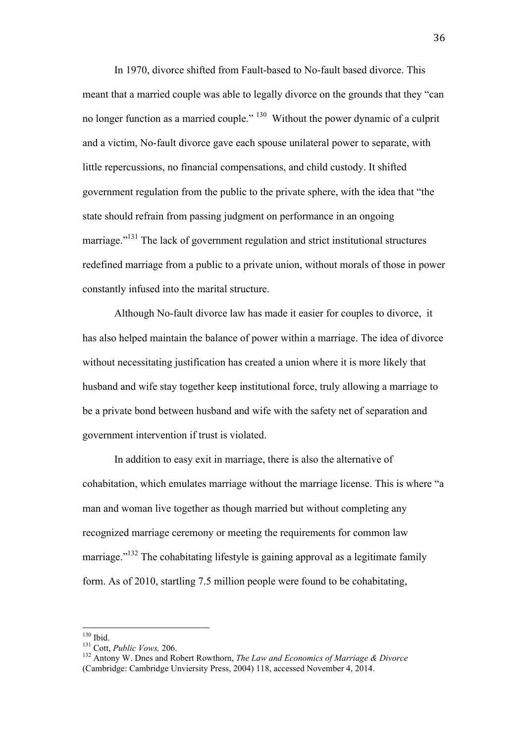In 1970, divorce shifted from Fault-based to No-fault based divorce. This meant that a married couple was able to legally divorce on the grounds that they "can no longer function as a married couple." [130] Without the power dynamic of a culprit and a victim, No-fault divorce gave each spouse unilateral power to separate, with little repercussions, no financial compensations, and child custody. It shifted government regulation from the public to the private sphere, with the idea that "the state should refrain from passing judgment on performance in an ongoing marriage."[131] The lack of government regulation and strict institutional structures redefined marriage from a public to a private union, without morals of those in power constantly infused into the marital structure.

Although No-fault divorce law has made it easier for couples to divorce, it has also helped maintain the balance of power within a marriage. The idea of divorce without necessitating justification has created a union where it is more likely that husband and wife stay together keep institutional force, truly allowing a marriage to be a private bond between husband and wife with the safety net of separation and government intervention if trust is violated.

In addition to easy exit in marriage, there is also the alternative of cohabitation, which emulates marriage without the marriage license. This is where "a man and woman live together as though married but without completing any recognized marriage ceremony or meeting the requirements for common law marriage."[132] The cohabitating lifestyle is gaining approval as a legitimate family form. As of 2010, startling 7.5 million people were found to be cohabitating,

---

[130] Ibid.

[131] Cott, *Public Vows,* 206.

[132] Antony W. Dnes and Robert Rowthorn, *The Law and Economics of Marriage & Divorce* (Cambridge: Cambridge Unviersity Press, 2004) 118, accessed November 4, 2014.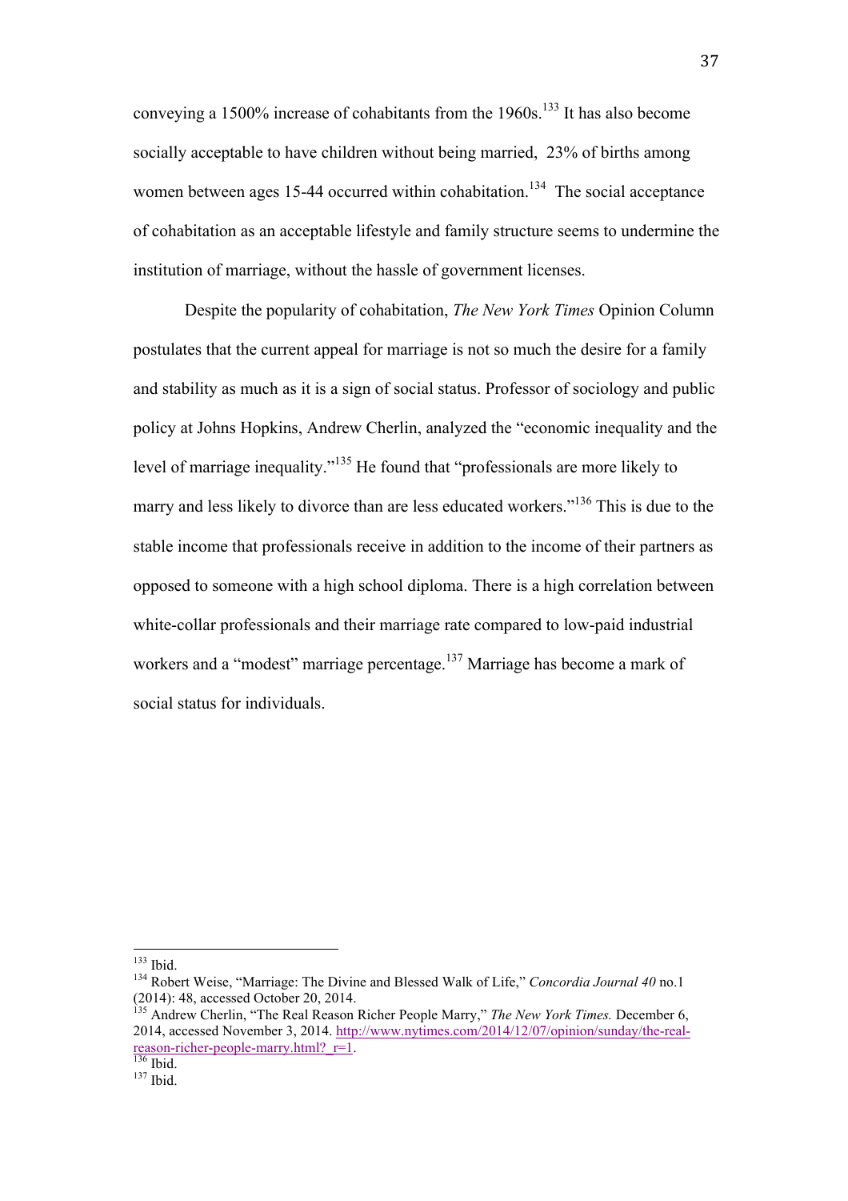conveying a 1500% increase of cohabitants from the 1960s.[133] It has also become socially acceptable to have children without being married, 23% of births among women between ages 15-44 occurred within cohabitation.[134] The social acceptance of cohabitation as an acceptable lifestyle and family structure seems to undermine the institution of marriage, without the hassle of government licenses.

Despite the popularity of cohabitation, *The New York Times* Opinion Column postulates that the current appeal for marriage is not so much the desire for a family and stability as much as it is a sign of social status. Professor of sociology and public policy at Johns Hopkins, Andrew Cherlin, analyzed the "economic inequality and the level of marriage inequality."[135] He found that "professionals are more likely to marry and less likely to divorce than are less educated workers."[136] This is due to the stable income that professionals receive in addition to the income of their partners as opposed to someone with a high school diploma. There is a high correlation between white-collar professionals and their marriage rate compared to low-paid industrial workers and a "modest" marriage percentage.[137] Marriage has become a mark of social status for individuals.

---

[133] Ibid.

[134] Robert Weise, "Marriage: The Divine and Blessed Walk of Life," *Concordia Journal 40* no.1 (2014): 48, accessed October 20, 2014.

[135] Andrew Cherlin, "The Real Reason Richer People Marry," *The New York Times.* December 6, 2014, accessed November 3, 2014. http://www.nytimes.com/2014/12/07/opinion/sunday/the-real-reason-richer-people-marry.html?_r=1.

[136] Ibid.

[137] Ibid.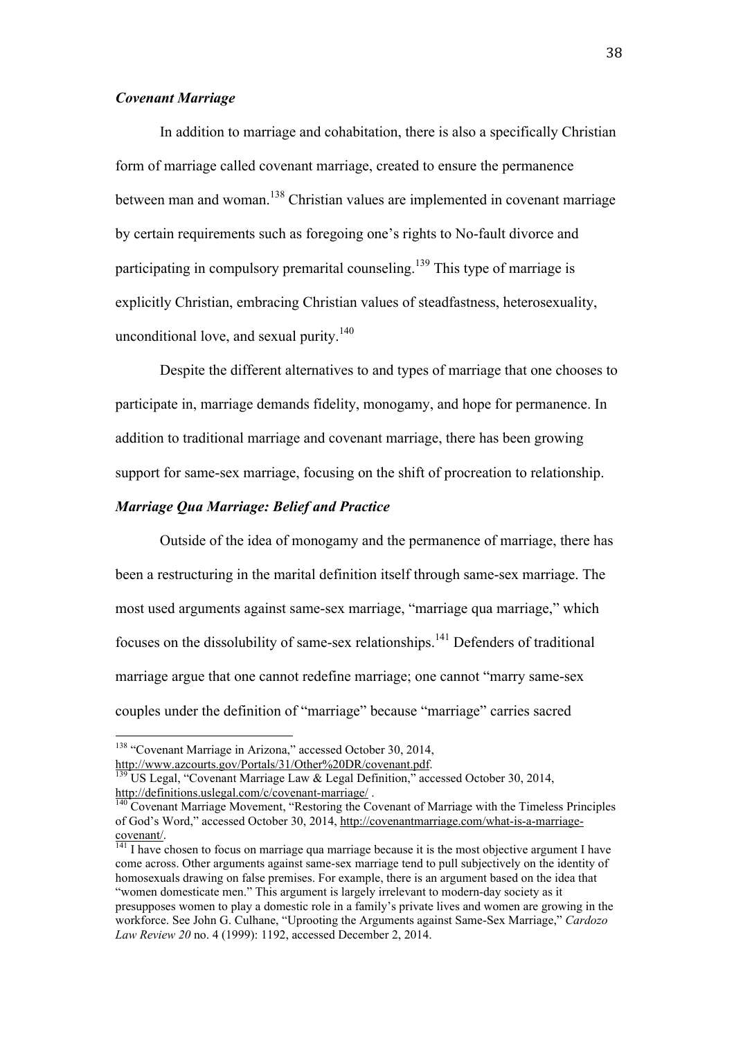### *Covenant Marriage*

In addition to marriage and cohabitation, there is also a specifically Christian form of marriage called covenant marriage, created to ensure the permanence between man and woman.[138] Christian values are implemented in covenant marriage by certain requirements such as foregoing one's rights to No-fault divorce and participating in compulsory premarital counseling.[139] This type of marriage is explicitly Christian, embracing Christian values of steadfastness, heterosexuality, unconditional love, and sexual purity.[140]

Despite the different alternatives to and types of marriage that one chooses to participate in, marriage demands fidelity, monogamy, and hope for permanence. In addition to traditional marriage and covenant marriage, there has been growing support for same-sex marriage, focusing on the shift of procreation to relationship.

### *Marriage Qua Marriage: Belief and Practice*

Outside of the idea of monogamy and the permanence of marriage, there has been a restructuring in the marital definition itself through same-sex marriage. The most used arguments against same-sex marriage, "marriage qua marriage," which focuses on the dissolubility of same-sex relationships.[141] Defenders of traditional marriage argue that one cannot redefine marriage; one cannot "marry same-sex couples under the definition of "marriage" because "marriage" carries sacred

---

[138] "Covenant Marriage in Arizona," accessed October 30, 2014, http://www.azcourts.gov/Portals/31/Other%20DR/covenant.pdf.

[139] US Legal, "Covenant Marriage Law & Legal Definition," accessed October 30, 2014, http://definitions.uslegal.com/c/covenant-marriage/ .

[140] Covenant Marriage Movement, "Restoring the Covenant of Marriage with the Timeless Principles of God's Word," accessed October 30, 2014, http://covenantmarriage.com/what-is-a-marriage-covenant/.

[141] I have chosen to focus on marriage qua marriage because it is the most objective argument I have come across. Other arguments against same-sex marriage tend to pull subjectively on the identity of homosexuals drawing on false premises. For example, there is an argument based on the idea that "women domesticate men." This argument is largely irrelevant to modern-day society as it presupposes women to play a domestic role in a family's private lives and women are growing in the workforce. See John G. Culhane, "Uprooting the Arguments against Same-Sex Marriage," *Cardozo Law Review 20* no. 4 (1999): 1192, accessed December 2, 2014.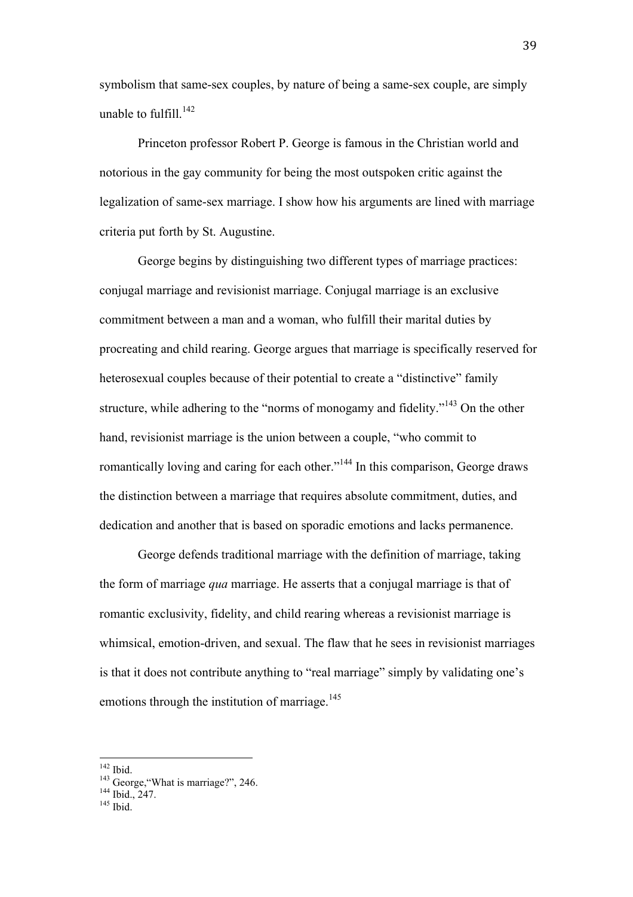symbolism that same-sex couples, by nature of being a same-sex couple, are simply unable to fulfill.[142]

Princeton professor Robert P. George is famous in the Christian world and notorious in the gay community for being the most outspoken critic against the legalization of same-sex marriage. I show how his arguments are lined with marriage criteria put forth by St. Augustine.

George begins by distinguishing two different types of marriage practices: conjugal marriage and revisionist marriage. Conjugal marriage is an exclusive commitment between a man and a woman, who fulfill their marital duties by procreating and child rearing. George argues that marriage is specifically reserved for heterosexual couples because of their potential to create a "distinctive" family structure, while adhering to the "norms of monogamy and fidelity."[143] On the other hand, revisionist marriage is the union between a couple, "who commit to romantically loving and caring for each other."[144] In this comparison, George draws the distinction between a marriage that requires absolute commitment, duties, and dedication and another that is based on sporadic emotions and lacks permanence.

George defends traditional marriage with the definition of marriage, taking the form of marriage *qua* marriage. He asserts that a conjugal marriage is that of romantic exclusivity, fidelity, and child rearing whereas a revisionist marriage is whimsical, emotion-driven, and sexual. The flaw that he sees in revisionist marriages is that it does not contribute anything to "real marriage" simply by validating one's emotions through the institution of marriage.[145]

---

[142] Ibid.

[143] George,"What is marriage?", 246.

[144] Ibid., 247.

[145] Ibid.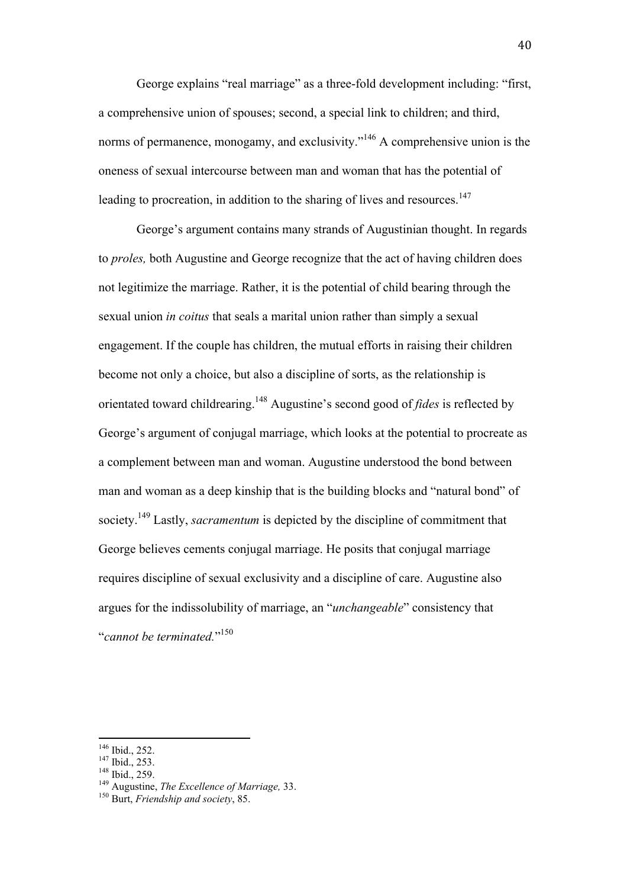George explains "real marriage" as a three-fold development including: "first, a comprehensive union of spouses; second, a special link to children; and third, norms of permanence, monogamy, and exclusivity."[146] A comprehensive union is the oneness of sexual intercourse between man and woman that has the potential of leading to procreation, in addition to the sharing of lives and resources.[147]

George's argument contains many strands of Augustinian thought. In regards to *proles,* both Augustine and George recognize that the act of having children does not legitimize the marriage. Rather, it is the potential of child bearing through the sexual union *in coitus* that seals a marital union rather than simply a sexual engagement. If the couple has children, the mutual efforts in raising their children become not only a choice, but also a discipline of sorts, as the relationship is orientated toward childrearing.[148] Augustine's second good of *fides* is reflected by George's argument of conjugal marriage, which looks at the potential to procreate as a complement between man and woman. Augustine understood the bond between man and woman as a deep kinship that is the building blocks and "natural bond" of society.[149] Lastly, *sacramentum* is depicted by the discipline of commitment that George believes cements conjugal marriage. He posits that conjugal marriage requires discipline of sexual exclusivity and a discipline of care. Augustine also argues for the indissolubility of marriage, an "*unchangeable*" consistency that "*cannot be terminated.*"[150]

---

[146] Ibid., 252.
[147] Ibid., 253.
[148] Ibid., 259.
[149] Augustine, *The Excellence of Marriage,* 33.
[150] Burt, *Friendship and society*, 85.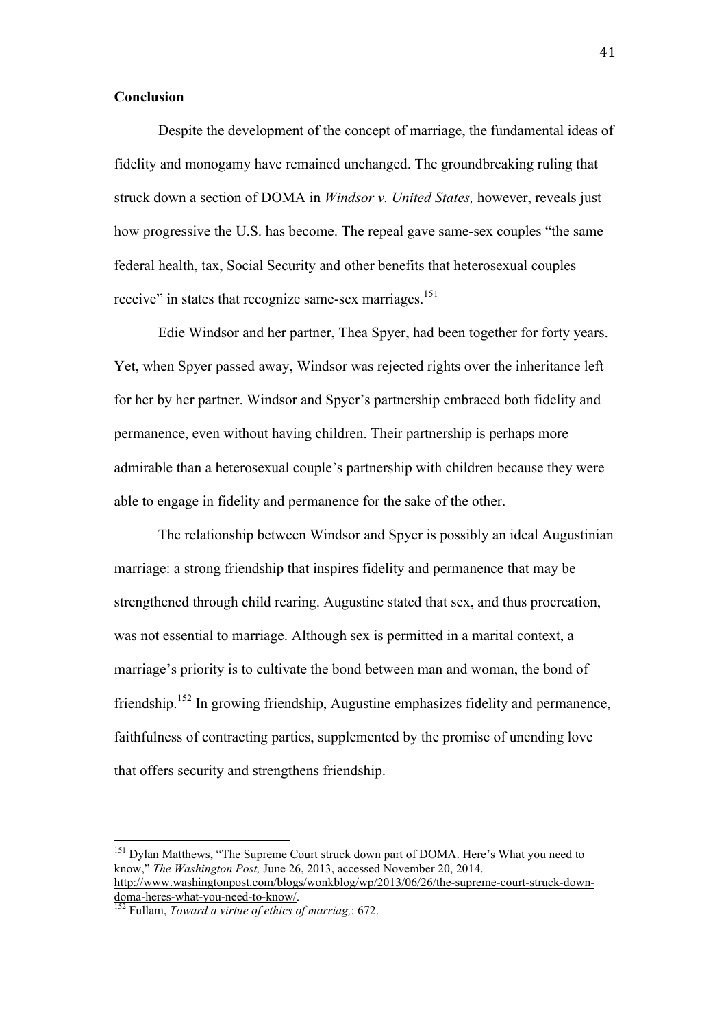**Conclusion**

Despite the development of the concept of marriage, the fundamental ideas of fidelity and monogamy have remained unchanged. The groundbreaking ruling that struck down a section of DOMA in *Windsor v. United States,* however, reveals just how progressive the U.S. has become. The repeal gave same-sex couples "the same federal health, tax, Social Security and other benefits that heterosexual couples receive" in states that recognize same-sex marriages.[151]

Edie Windsor and her partner, Thea Spyer, had been together for forty years. Yet, when Spyer passed away, Windsor was rejected rights over the inheritance left for her by her partner. Windsor and Spyer's partnership embraced both fidelity and permanence, even without having children. Their partnership is perhaps more admirable than a heterosexual couple's partnership with children because they were able to engage in fidelity and permanence for the sake of the other.

The relationship between Windsor and Spyer is possibly an ideal Augustinian marriage: a strong friendship that inspires fidelity and permanence that may be strengthened through child rearing. Augustine stated that sex, and thus procreation, was not essential to marriage. Although sex is permitted in a marital context, a marriage's priority is to cultivate the bond between man and woman, the bond of friendship.[152] In growing friendship, Augustine emphasizes fidelity and permanence, faithfulness of contracting parties, supplemented by the promise of unending love that offers security and strengthens friendship.

---

[151] Dylan Matthews, "The Supreme Court struck down part of DOMA. Here's What you need to know," *The Washington Post,* June 26, 2013, accessed November 20, 2014. http://www.washingtonpost.com/blogs/wonkblog/wp/2013/06/26/the-supreme-court-struck-down-doma-heres-what-you-need-to-know/.

[152] Fullam, *Toward a virtue of ethics of marriag,*: 672.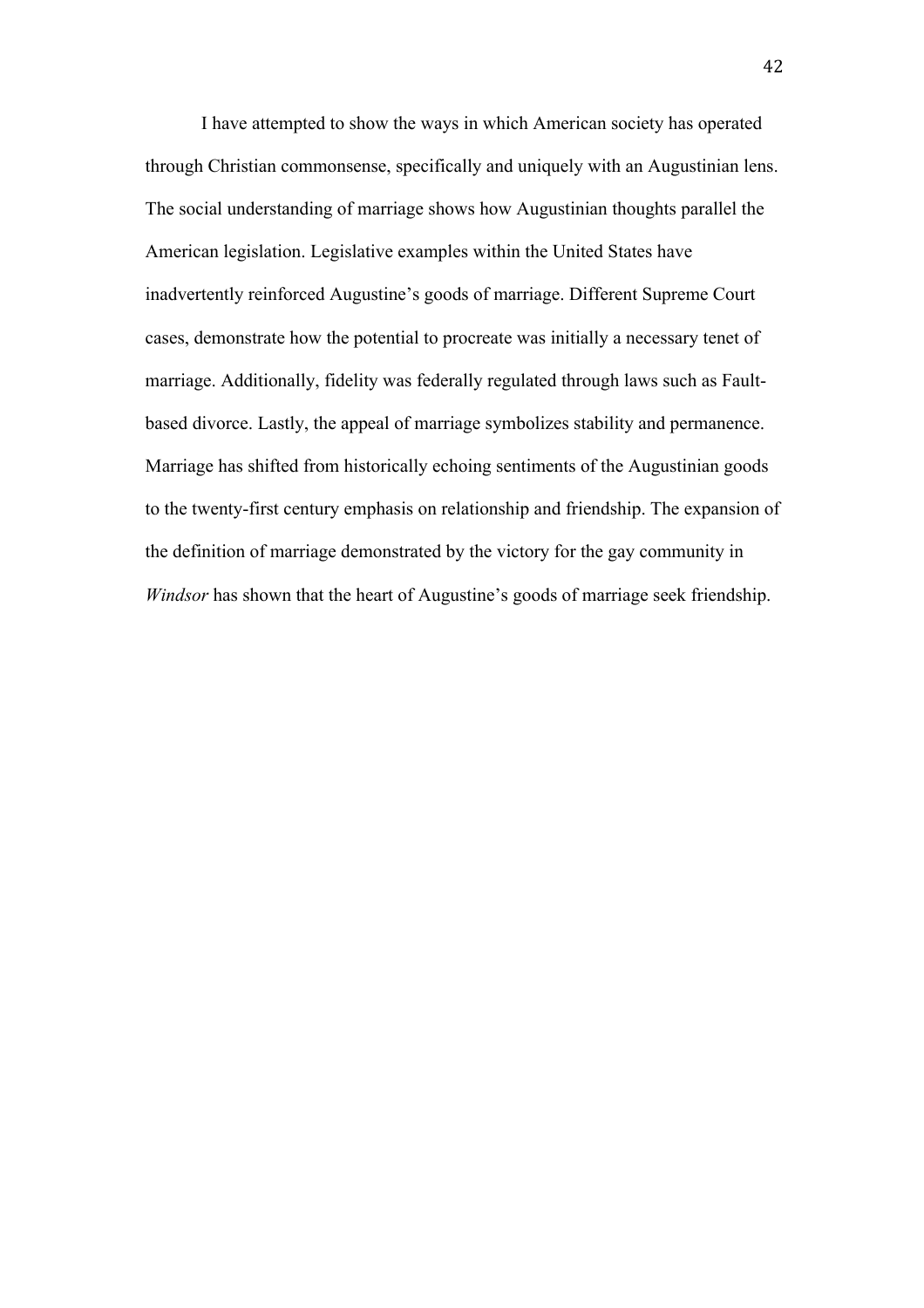I have attempted to show the ways in which American society has operated through Christian commonsense, specifically and uniquely with an Augustinian lens. The social understanding of marriage shows how Augustinian thoughts parallel the American legislation. Legislative examples within the United States have inadvertently reinforced Augustine's goods of marriage. Different Supreme Court cases, demonstrate how the potential to procreate was initially a necessary tenet of marriage. Additionally, fidelity was federally regulated through laws such as Fault-based divorce. Lastly, the appeal of marriage symbolizes stability and permanence. Marriage has shifted from historically echoing sentiments of the Augustinian goods to the twenty-first century emphasis on relationship and friendship. The expansion of the definition of marriage demonstrated by the victory for the gay community in *Windsor* has shown that the heart of Augustine's goods of marriage seek friendship.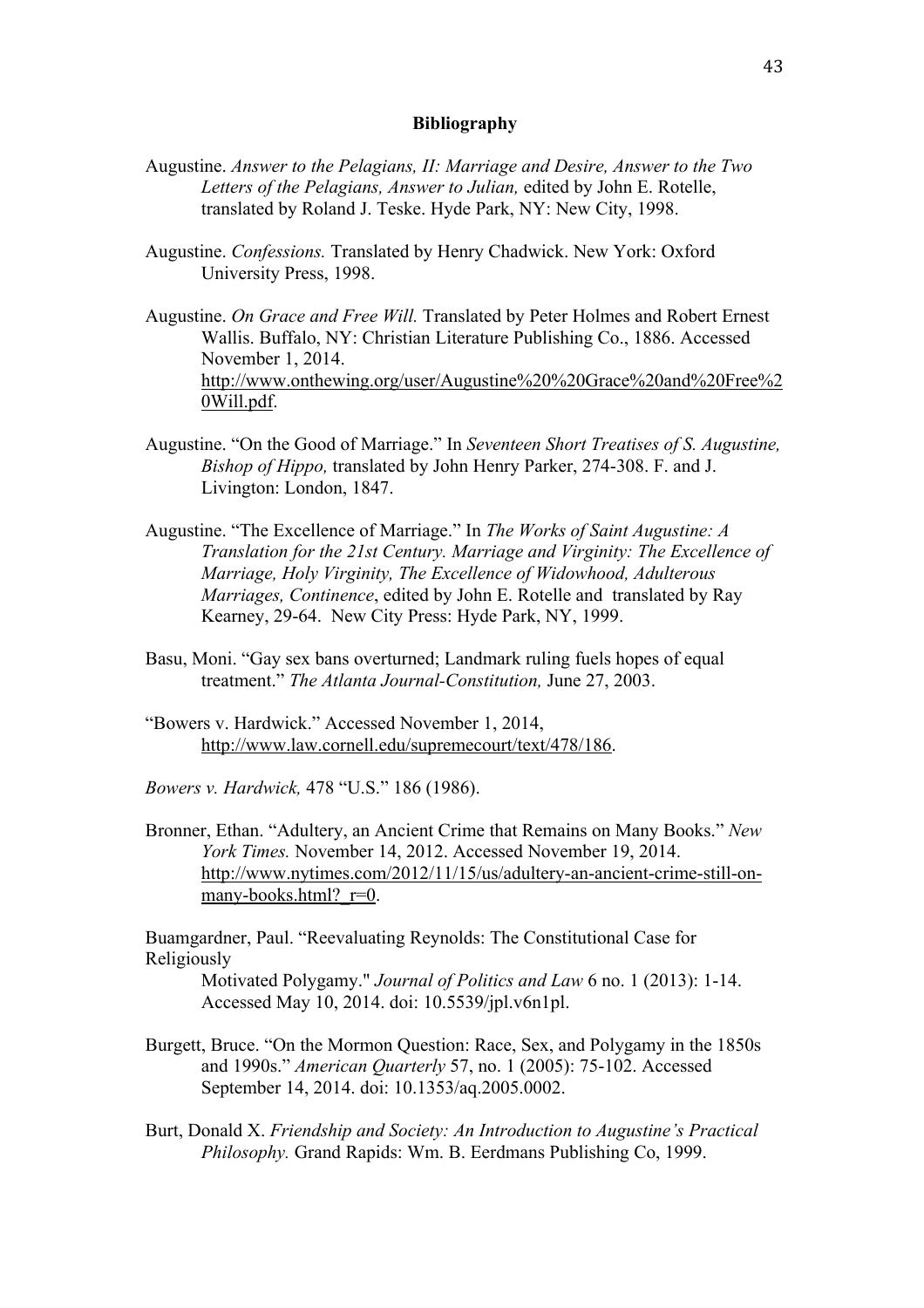# Bibliography

Augustine. *Answer to the Pelagians, II: Marriage and Desire, Answer to the Two Letters of the Pelagians, Answer to Julian,* edited by John E. Rotelle, translated by Roland J. Teske. Hyde Park, NY: New City, 1998.

Augustine. *Confessions.* Translated by Henry Chadwick. New York: Oxford University Press, 1998.

Augustine. *On Grace and Free Will.* Translated by Peter Holmes and Robert Ernest Wallis. Buffalo, NY: Christian Literature Publishing Co., 1886. Accessed November 1, 2014. http://www.onthewing.org/user/Augustine%20%20Grace%20and%20Free%20Will.pdf.

Augustine. "On the Good of Marriage." In *Seventeen Short Treatises of S. Augustine, Bishop of Hippo,* translated by John Henry Parker, 274-308. F. and J. Livington: London, 1847.

Augustine. "The Excellence of Marriage." In *The Works of Saint Augustine: A Translation for the 21st Century. Marriage and Virginity: The Excellence of Marriage, Holy Virginity, The Excellence of Widowhood, Adulterous Marriages, Continence*, edited by John E. Rotelle and translated by Ray Kearney, 29-64. New City Press: Hyde Park, NY, 1999.

Basu, Moni. "Gay sex bans overturned; Landmark ruling fuels hopes of equal treatment." *The Atlanta Journal-Constitution,* June 27, 2003.

"Bowers v. Hardwick." Accessed November 1, 2014, http://www.law.cornell.edu/supremecourt/text/478/186.

*Bowers v. Hardwick,* 478 "U.S." 186 (1986).

Bronner, Ethan. "Adultery, an Ancient Crime that Remains on Many Books." *New York Times.* November 14, 2012. Accessed November 19, 2014. http://www.nytimes.com/2012/11/15/us/adultery-an-ancient-crime-still-on-many-books.html?_r=0.

Buamgardner, Paul. "Reevaluating Reynolds: The Constitutional Case for Religiously Motivated Polygamy." *Journal of Politics and Law* 6 no. 1 (2013): 1-14. Accessed May 10, 2014. doi: 10.5539/jpl.v6n1pl.

Burgett, Bruce. "On the Mormon Question: Race, Sex, and Polygamy in the 1850s and 1990s." *American Quarterly* 57, no. 1 (2005): 75-102. Accessed September 14, 2014. doi: 10.1353/aq.2005.0002.

Burt, Donald X. *Friendship and Society: An Introduction to Augustine's Practical Philosophy.* Grand Rapids: Wm. B. Eerdmans Publishing Co, 1999.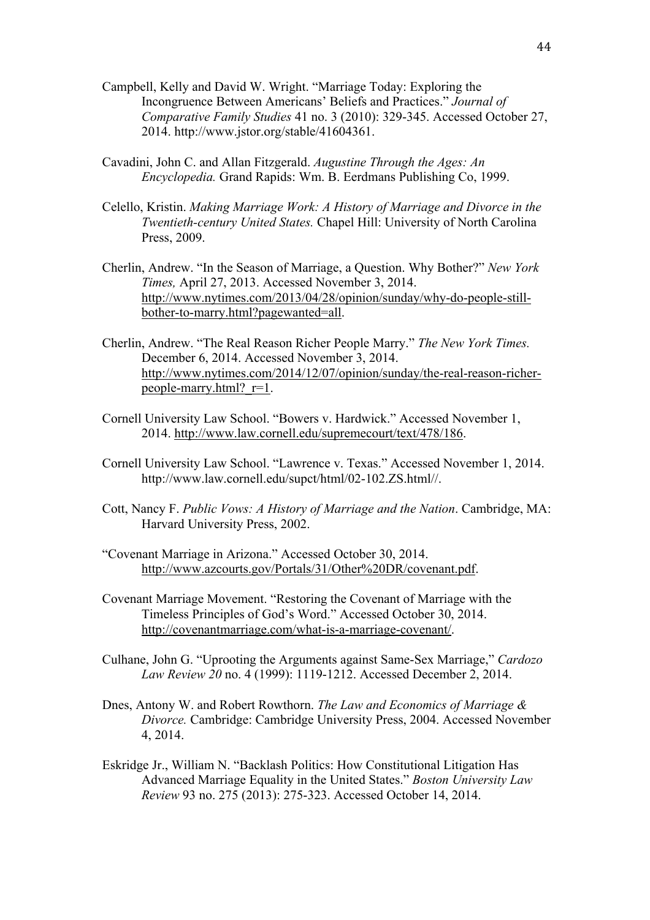Campbell, Kelly and David W. Wright. "Marriage Today: Exploring the Incongruence Between Americans' Beliefs and Practices." *Journal of Comparative Family Studies* 41 no. 3 (2010): 329-345. Accessed October 27, 2014. http://www.jstor.org/stable/41604361.

Cavadini, John C. and Allan Fitzgerald. *Augustine Through the Ages: An Encyclopedia.* Grand Rapids: Wm. B. Eerdmans Publishing Co, 1999.

Celello, Kristin. *Making Marriage Work: A History of Marriage and Divorce in the Twentieth-century United States.* Chapel Hill: University of North Carolina Press, 2009.

Cherlin, Andrew. "In the Season of Marriage, a Question. Why Bother?" *New York Times,* April 27, 2013. Accessed November 3, 2014. http://www.nytimes.com/2013/04/28/opinion/sunday/why-do-people-still-bother-to-marry.html?pagewanted=all.

Cherlin, Andrew. "The Real Reason Richer People Marry." *The New York Times.* December 6, 2014. Accessed November 3, 2014. http://www.nytimes.com/2014/12/07/opinion/sunday/the-real-reason-richer-people-marry.html?_r=1.

Cornell University Law School. "Bowers v. Hardwick." Accessed November 1, 2014. http://www.law.cornell.edu/supremecourt/text/478/186.

Cornell University Law School. "Lawrence v. Texas." Accessed November 1, 2014. http://www.law.cornell.edu/supct/html/02-102.ZS.html//.

Cott, Nancy F. *Public Vows: A History of Marriage and the Nation*. Cambridge, MA: Harvard University Press, 2002.

"Covenant Marriage in Arizona." Accessed October 30, 2014. http://www.azcourts.gov/Portals/31/Other%20DR/covenant.pdf.

Covenant Marriage Movement. "Restoring the Covenant of Marriage with the Timeless Principles of God's Word." Accessed October 30, 2014. http://covenantmarriage.com/what-is-a-marriage-covenant/.

Culhane, John G. "Uprooting the Arguments against Same-Sex Marriage," *Cardozo Law Review 20* no. 4 (1999): 1119-1212. Accessed December 2, 2014.

Dnes, Antony W. and Robert Rowthorn. *The Law and Economics of Marriage & Divorce.* Cambridge: Cambridge University Press, 2004. Accessed November 4, 2014.

Eskridge Jr., William N. "Backlash Politics: How Constitutional Litigation Has Advanced Marriage Equality in the United States." *Boston University Law Review* 93 no. 275 (2013): 275-323. Accessed October 14, 2014.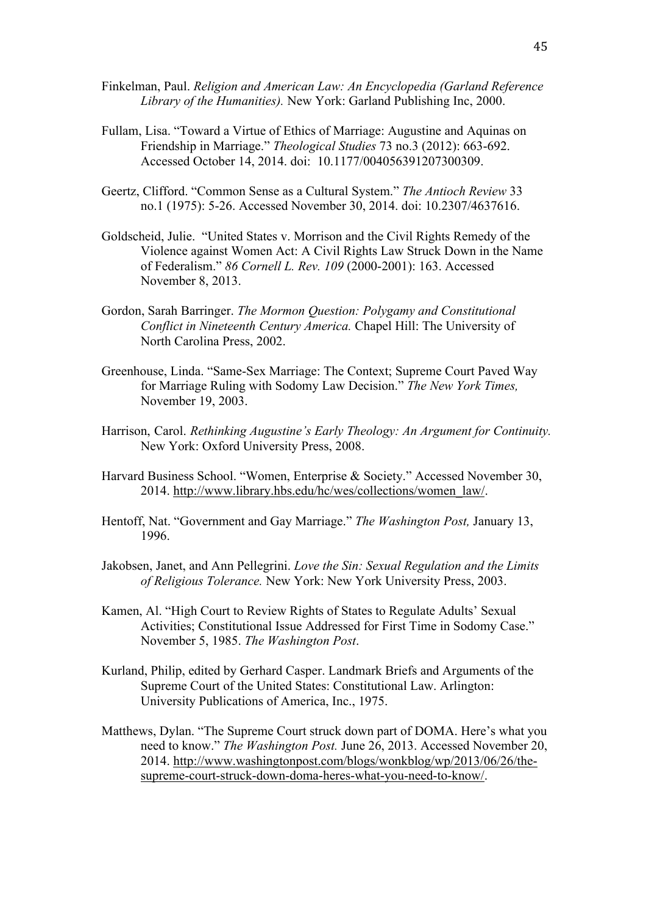Finkelman, Paul. *Religion and American Law: An Encyclopedia (Garland Reference Library of the Humanities).* New York: Garland Publishing Inc, 2000.

Fullam, Lisa. “Toward a Virtue of Ethics of Marriage: Augustine and Aquinas on Friendship in Marriage.” *Theological Studies* 73 no.3 (2012): 663-692. Accessed October 14, 2014. doi: 10.1177/004056391207300309.

Geertz, Clifford. “Common Sense as a Cultural System.” *The Antioch Review* 33 no.1 (1975): 5-26. Accessed November 30, 2014. doi: 10.2307/4637616.

Goldscheid, Julie. “United States v. Morrison and the Civil Rights Remedy of the Violence against Women Act: A Civil Rights Law Struck Down in the Name of Federalism.” *86 Cornell L. Rev. 109* (2000-2001): 163. Accessed November 8, 2013.

Gordon, Sarah Barringer. *The Mormon Question: Polygamy and Constitutional Conflict in Nineteenth Century America.* Chapel Hill: The University of North Carolina Press, 2002.

Greenhouse, Linda. “Same-Sex Marriage: The Context; Supreme Court Paved Way for Marriage Ruling with Sodomy Law Decision.” *The New York Times,* November 19, 2003.

Harrison, Carol. *Rethinking Augustine’s Early Theology: An Argument for Continuity.* New York: Oxford University Press, 2008.

Harvard Business School. “Women, Enterprise & Society.” Accessed November 30, 2014. http://www.library.hbs.edu/hc/wes/collections/women_law/.

Hentoff, Nat. “Government and Gay Marriage.” *The Washington Post,* January 13, 1996.

Jakobsen, Janet, and Ann Pellegrini. *Love the Sin: Sexual Regulation and the Limits of Religious Tolerance.* New York: New York University Press, 2003.

Kamen, Al. “High Court to Review Rights of States to Regulate Adults’ Sexual Activities; Constitutional Issue Addressed for First Time in Sodomy Case.” November 5, 1985. *The Washington Post*.

Kurland, Philip, edited by Gerhard Casper. Landmark Briefs and Arguments of the Supreme Court of the United States: Constitutional Law. Arlington: University Publications of America, Inc., 1975.

Matthews, Dylan. “The Supreme Court struck down part of DOMA. Here’s what you need to know.” *The Washington Post.* June 26, 2013. Accessed November 20, 2014. http://www.washingtonpost.com/blogs/wonkblog/wp/2013/06/26/the-supreme-court-struck-down-doma-heres-what-you-need-to-know/.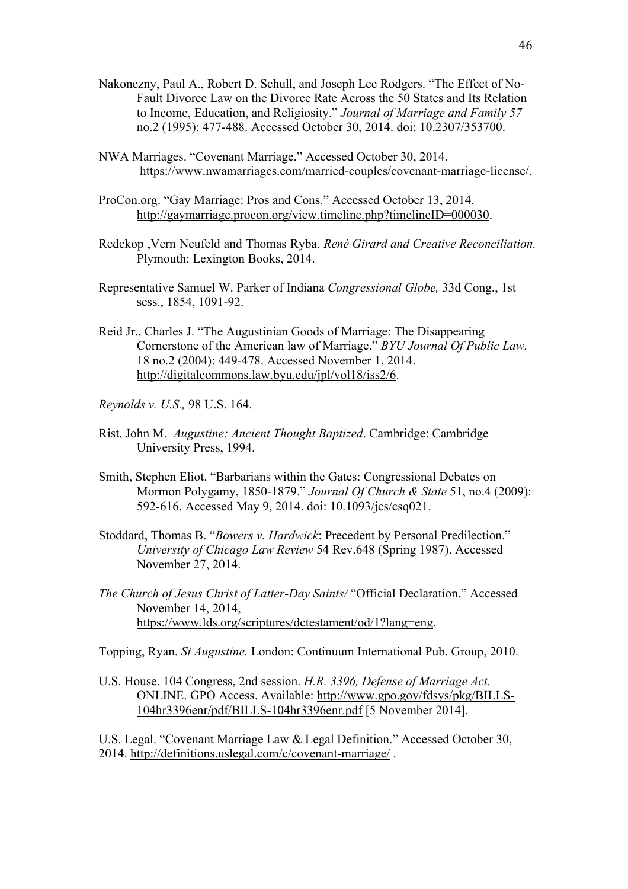Nakonezny, Paul A., Robert D. Schull, and Joseph Lee Rodgers. "The Effect of No-Fault Divorce Law on the Divorce Rate Across the 50 States and Its Relation to Income, Education, and Religiosity." *Journal of Marriage and Family 57* no.2 (1995): 477-488. Accessed October 30, 2014. doi: 10.2307/353700.

NWA Marriages. "Covenant Marriage." Accessed October 30, 2014. https://www.nwamarriages.com/married-couples/covenant-marriage-license/.

ProCon.org. "Gay Marriage: Pros and Cons." Accessed October 13, 2014. http://gaymarriage.procon.org/view.timeline.php?timelineID=000030.

Redekop ,Vern Neufeld and Thomas Ryba. *René Girard and Creative Reconciliation.* Plymouth: Lexington Books, 2014.

Representative Samuel W. Parker of Indiana *Congressional Globe,* 33d Cong., 1st sess., 1854, 1091-92.

Reid Jr., Charles J. "The Augustinian Goods of Marriage: The Disappearing Cornerstone of the American law of Marriage." *BYU Journal Of Public Law.* 18 no.2 (2004): 449-478. Accessed November 1, 2014. http://digitalcommons.law.byu.edu/jpl/vol18/iss2/6.

*Reynolds v. U.S.,* 98 U.S. 164.

Rist, John M. *Augustine: Ancient Thought Baptized*. Cambridge: Cambridge University Press, 1994.

Smith, Stephen Eliot. "Barbarians within the Gates: Congressional Debates on Mormon Polygamy, 1850-1879." *Journal Of Church & State* 51, no.4 (2009): 592-616. Accessed May 9, 2014. doi: 10.1093/jcs/csq021.

Stoddard, Thomas B. "*Bowers v. Hardwick*: Precedent by Personal Predilection." *University of Chicago Law Review* 54 Rev.648 (Spring 1987). Accessed November 27, 2014.

*The Church of Jesus Christ of Latter-Day Saints/* "Official Declaration." Accessed November 14, 2014, https://www.lds.org/scriptures/dctestament/od/1?lang=eng.

Topping, Ryan. *St Augustine.* London: Continuum International Pub. Group, 2010.

U.S. House. 104 Congress, 2nd session. *H.R. 3396, Defense of Marriage Act.* ONLINE. GPO Access. Available: http://www.gpo.gov/fdsys/pkg/BILLS-104hr3396enr/pdf/BILLS-104hr3396enr.pdf [5 November 2014].

U.S. Legal. "Covenant Marriage Law & Legal Definition." Accessed October 30, 2014. http://definitions.uslegal.com/c/covenant-marriage/ .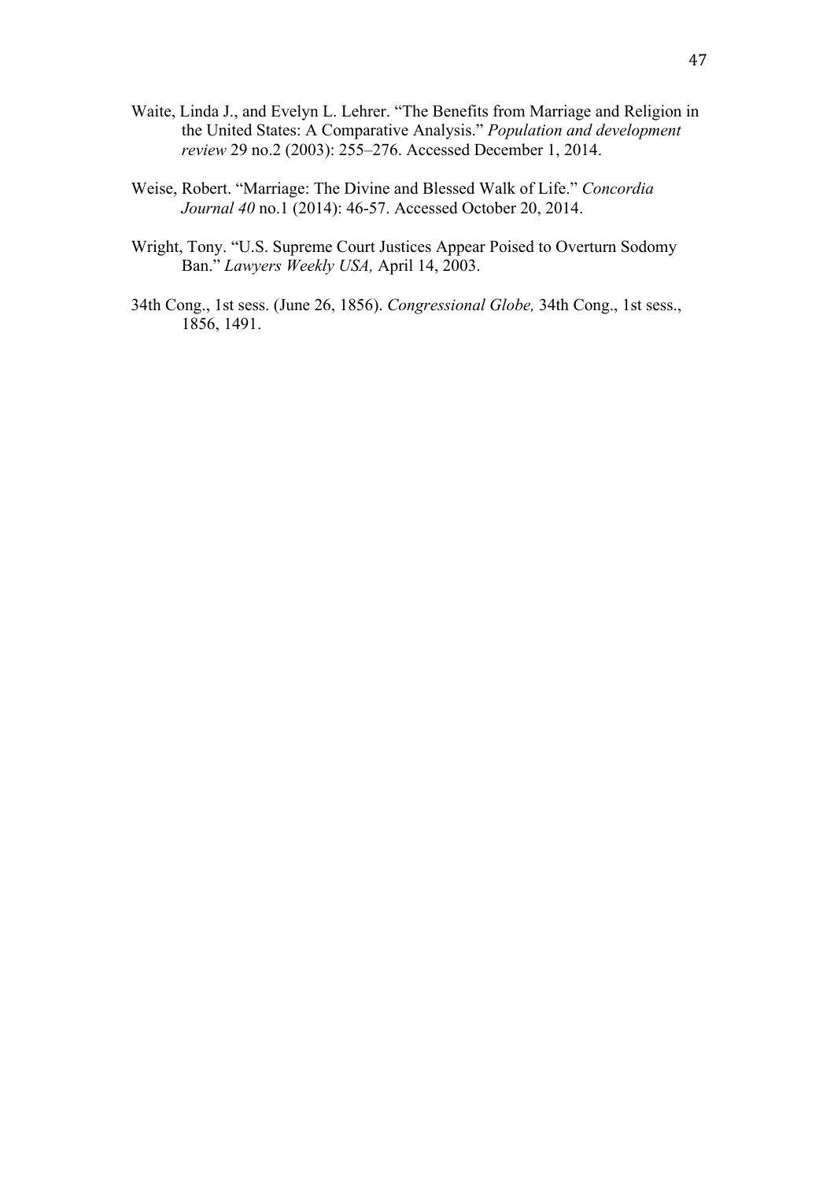Waite, Linda J., and Evelyn L. Lehrer. "The Benefits from Marriage and Religion in the United States: A Comparative Analysis." *Population and development review* 29 no.2 (2003): 255–276. Accessed December 1, 2014.

Weise, Robert. "Marriage: The Divine and Blessed Walk of Life." *Concordia Journal 40* no.1 (2014): 46-57. Accessed October 20, 2014.

Wright, Tony. "U.S. Supreme Court Justices Appear Poised to Overturn Sodomy Ban." *Lawyers Weekly USA,* April 14, 2003.

34th Cong., 1st sess. (June 26, 1856). *Congressional Globe,* 34th Cong., 1st sess., 1856, 1491.